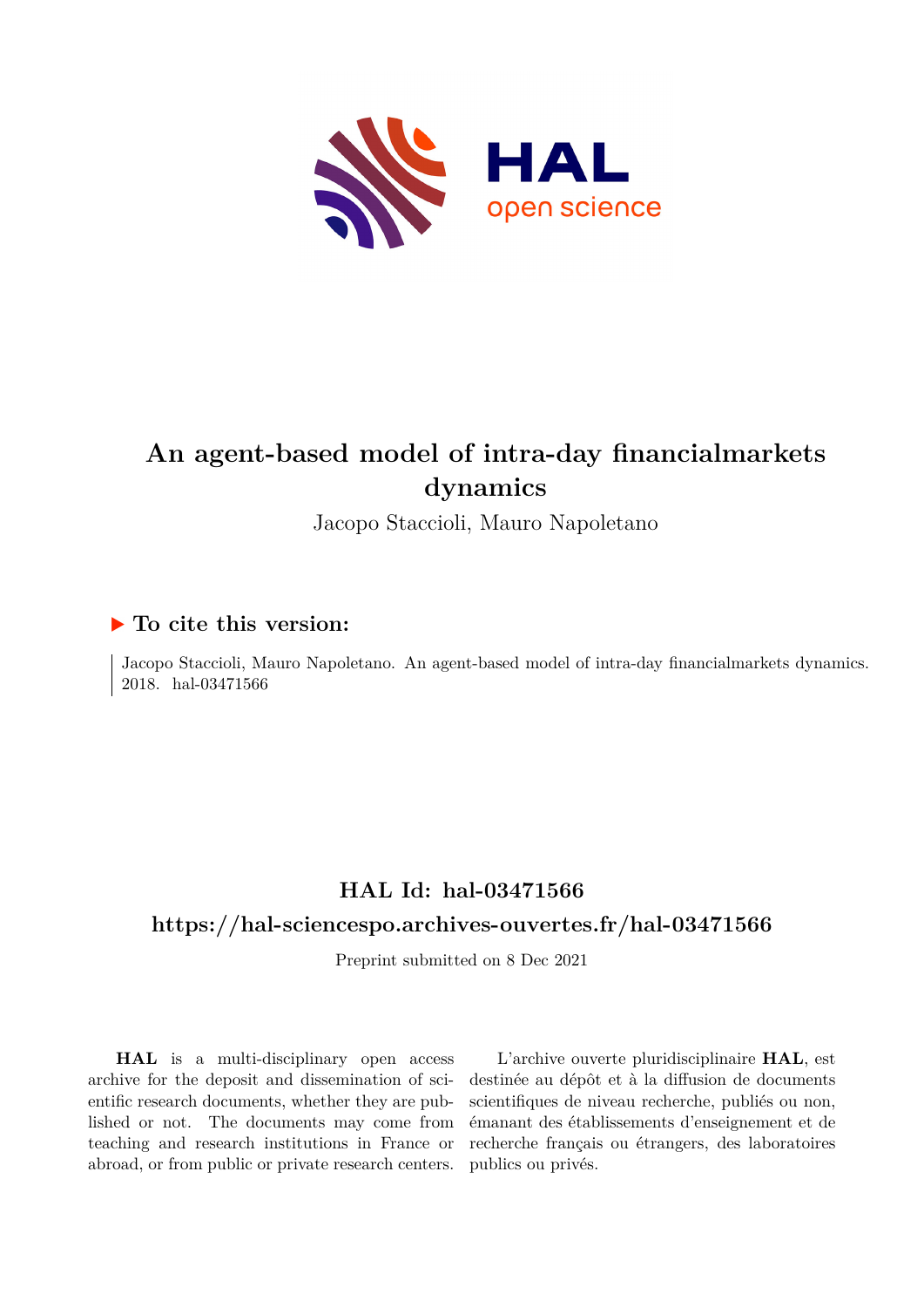# An agent-based model of intra-day financialmarkets dynamics

Jacopo Staccioli, Mauro Napoletano

## ▶ To cite this version:

Jacopo Staccioli, Mauro Napoletano. An agent-based model of intra-day financialmarkets dynamics. 2018. hal-03471566

## HAL Id: hal-03471566

## https://hal-sciencespo.archives-ouvertes.fr/hal-03471566

Preprint submitted on 8 Dec 2021

**HAL** is a multi-disciplinary open access archive for the deposit and dissemination of scientific research documents, whether they are published or not. The documents may come from teaching and research institutions in France or abroad, or from public or private research centers.

L'archive ouverte pluridisciplinaire **HAL**, est destinée au dépôt et à la diffusion de documents scientifiques de niveau recherche, publiés ou non, émanant des établissements d'enseignement et de recherche français ou étrangers, des laboratoires publics ou privés.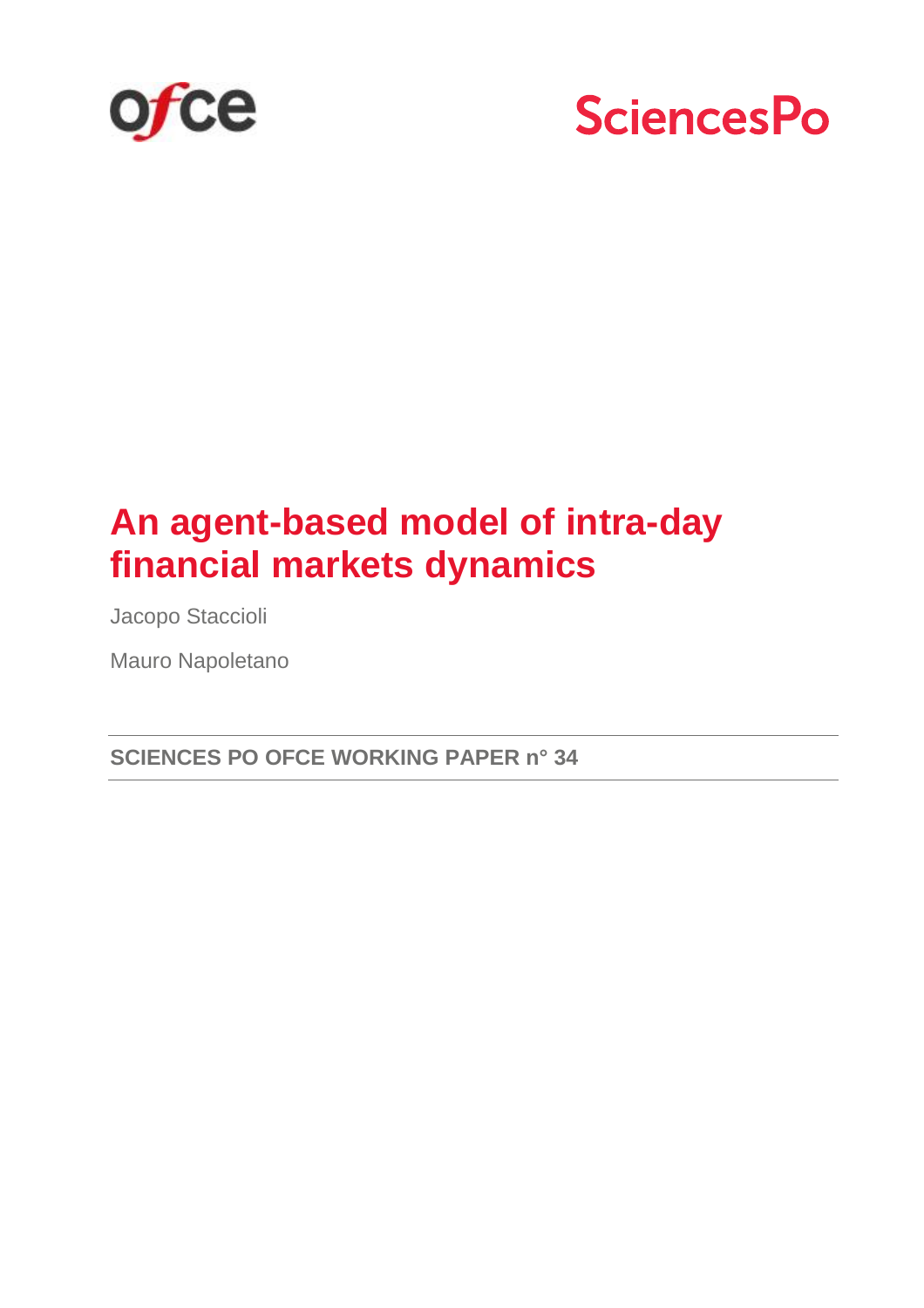# An agent-based model of intra-day financial markets dynamics

Jacopo Staccioli

Mauro Napoletano

**SCIENCES PO OFCE WORKING PAPER n° 34**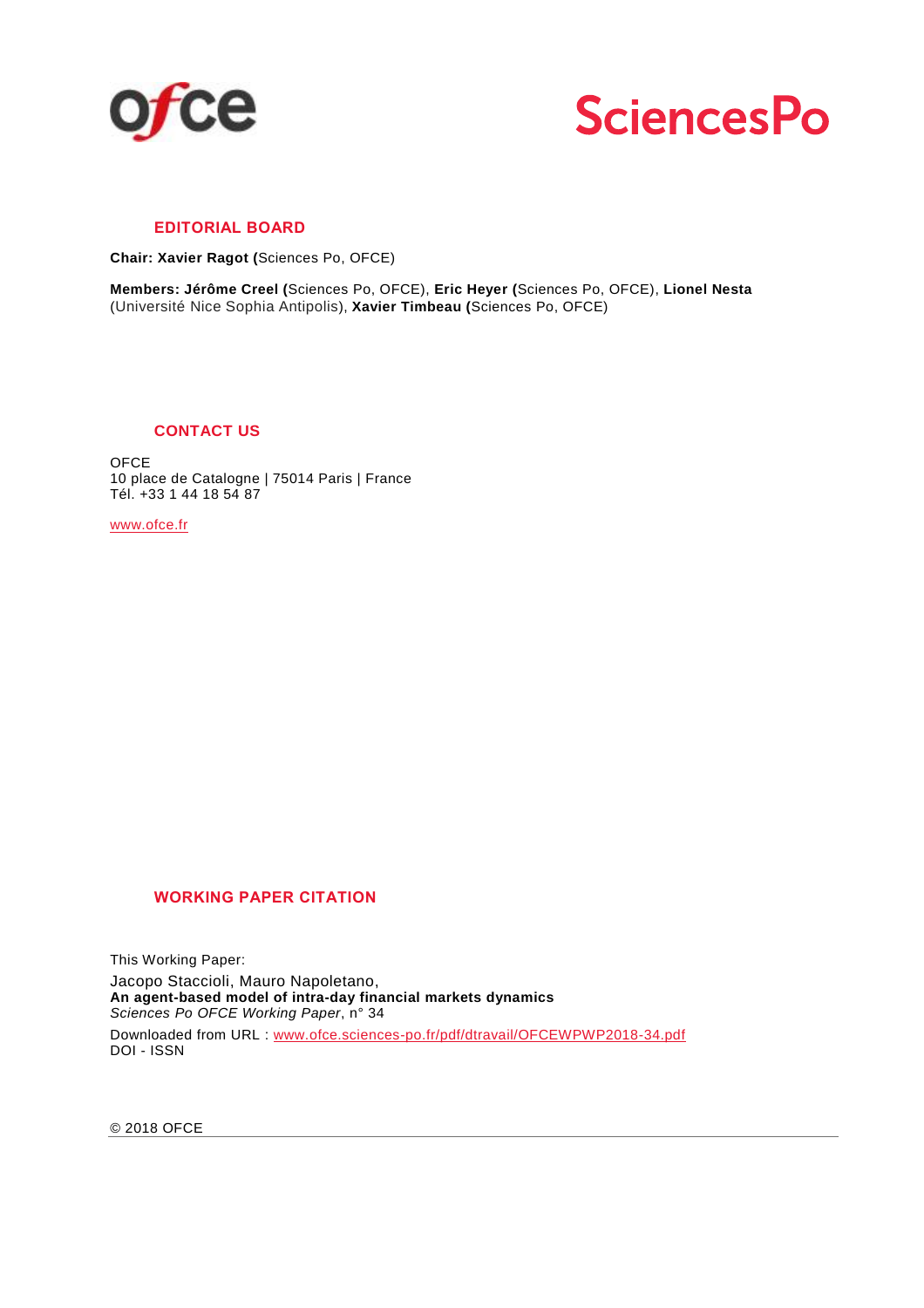## EDITORIAL BOARD

**Chair: Xavier Ragot (**Sciences Po, OFCE)

**Members: Jérôme Creel (**Sciences Po, OFCE), **Eric Heyer (**Sciences Po, OFCE), **Lionel Nesta** (Université Nice Sophia Antipolis), **Xavier Timbeau (**Sciences Po, OFCE)

## CONTACT US

OFCE
10 place de Catalogne | 75014 Paris | France
Tél. +33 1 44 18 54 87

www.ofce.fr

## WORKING PAPER CITATION

This Working Paper:
Jacopo Staccioli, Mauro Napoletano,
**An agent-based model of intra-day financial markets dynamics**
*Sciences Po OFCE Working Paper*, n° 34

Downloaded from URL : www.ofce.sciences-po.fr/pdf/dtravail/OFCEWPWP2018-34.pdf
DOI - ISSN

© 2018 OFCE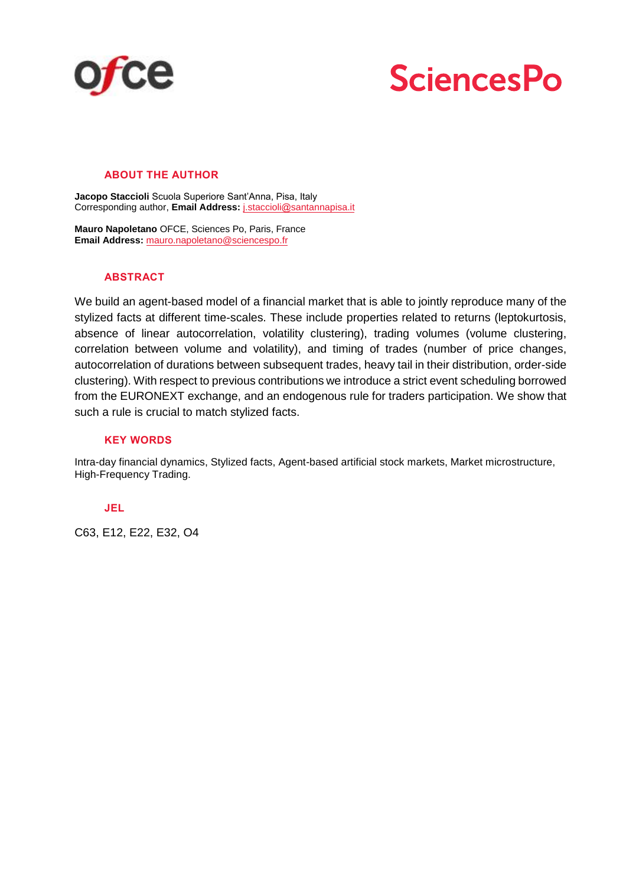## ABOUT THE AUTHOR

**Jacopo Staccioli** Scuola Superiore Sant'Anna, Pisa, Italy
Corresponding author, **Email Address:** j.staccioli@santannapisa.it

**Mauro Napoletano** OFCE, Sciences Po, Paris, France
**Email Address:** mauro.napoletano@sciencespo.fr

## ABSTRACT

We build an agent-based model of a financial market that is able to jointly reproduce many of the stylized facts at different time-scales. These include properties related to returns (leptokurtosis, absence of linear autocorrelation, volatility clustering), trading volumes (volume clustering, correlation between volume and volatility), and timing of trades (number of price changes, autocorrelation of durations between subsequent trades, heavy tail in their distribution, order-side clustering). With respect to previous contributions we introduce a strict event scheduling borrowed from the EURONEXT exchange, and an endogenous rule for traders participation. We show that such a rule is crucial to match stylized facts.

## KEY WORDS

Intra-day financial dynamics, Stylized facts, Agent-based artificial stock markets, Market microstructure, High-Frequency Trading.

## JEL

C63, E12, E22, E32, O4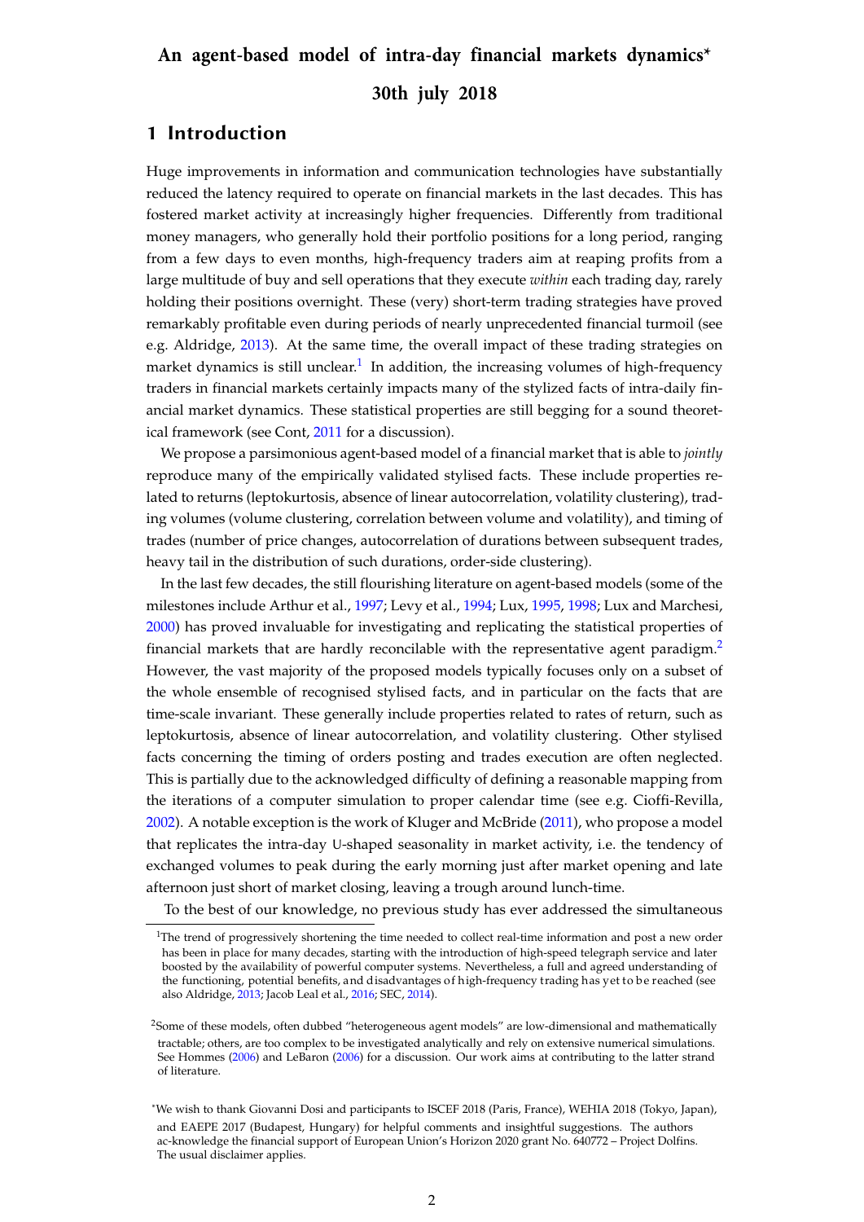**An agent-based model of intra-day financial markets dynamics***

**30th july 2018**

## 1 Introduction

Huge improvements in information and communication technologies have substantially reduced the latency required to operate on financial markets in the last decades. This has fostered market activity at increasingly higher frequencies. Differently from traditional money managers, who generally hold their portfolio positions for a long period, ranging from a few days to even months, high-frequency traders aim at reaping profits from a large multitude of buy and sell operations that they execute *within* each trading day, rarely holding their positions overnight. These (very) short-term trading strategies have proved remarkably profitable even during periods of nearly unprecedented financial turmoil (see e.g. Aldridge, 2013). At the same time, the overall impact of these trading strategies on market dynamics is still unclear.[1] In addition, the increasing volumes of high-frequency traders in financial markets certainly impacts many of the stylized facts of intra-daily financial market dynamics. These statistical properties are still begging for a sound theoretical framework (see Cont, 2011 for a discussion).

We propose a parsimonious agent-based model of a financial market that is able to *jointly* reproduce many of the empirically validated stylised facts. These include properties related to returns (leptokurtosis, absence of linear autocorrelation, volatility clustering), trading volumes (volume clustering, correlation between volume and volatility), and timing of trades (number of price changes, autocorrelation of durations between subsequent trades, heavy tail in the distribution of such durations, order-side clustering).

In the last few decades, the still flourishing literature on agent-based models (some of the milestones include Arthur et al., 1997; Levy et al., 1994; Lux, 1995, 1998; Lux and Marchesi, 2000) has proved invaluable for investigating and replicating the statistical properties of financial markets that are hardly reconcilable with the representative agent paradigm.[2] However, the vast majority of the proposed models typically focuses only on a subset of the whole ensemble of recognised stylised facts, and in particular on the facts that are time-scale invariant. These generally include properties related to rates of return, such as leptokurtosis, absence of linear autocorrelation, and volatility clustering. Other stylised facts concerning the timing of orders posting and trades execution are often neglected. This is partially due to the acknowledged difficulty of defining a reasonable mapping from the iterations of a computer simulation to proper calendar time (see e.g. Cioffi-Revilla, 2002). A notable exception is the work of Kluger and McBride (2011), who propose a model that replicates the intra-day U-shaped seasonality in market activity, i.e. the tendency of exchanged volumes to peak during the early morning just after market opening and late afternoon just short of market closing, leaving a trough around lunch-time.

To the best of our knowledge, no previous study has ever addressed the simultaneous

---

[1] The trend of progressively shortening the time needed to collect real-time information and post a new order has been in place for many decades, starting with the introduction of high-speed telegraph service and later boosted by the availability of powerful computer systems. Nevertheless, a full and agreed understanding of the functioning, potential benefits, and disadvantages of high-frequency trading has yet to be reached (see also Aldridge, 2013; Jacob Leal et al., 2016; SEC, 2014).

[2] Some of these models, often dubbed "heterogeneous agent models" are low-dimensional and mathematically tractable; others, are too complex to be investigated analytically and rely on extensive numerical simulations. See Hommes (2006) and LeBaron (2006) for a discussion. Our work aims at contributing to the latter strand of literature.

* We wish to thank Giovanni Dosi and participants to ISCEF 2018 (Paris, France), WEHIA 2018 (Tokyo, Japan), and EAEPE 2017 (Budapest, Hungary) for helpful comments and insightful suggestions. The authors ac-knowledge the financial support of European Union's Horizon 2020 grant No. 640772 – Project Dolfins. The usual disclaimer applies.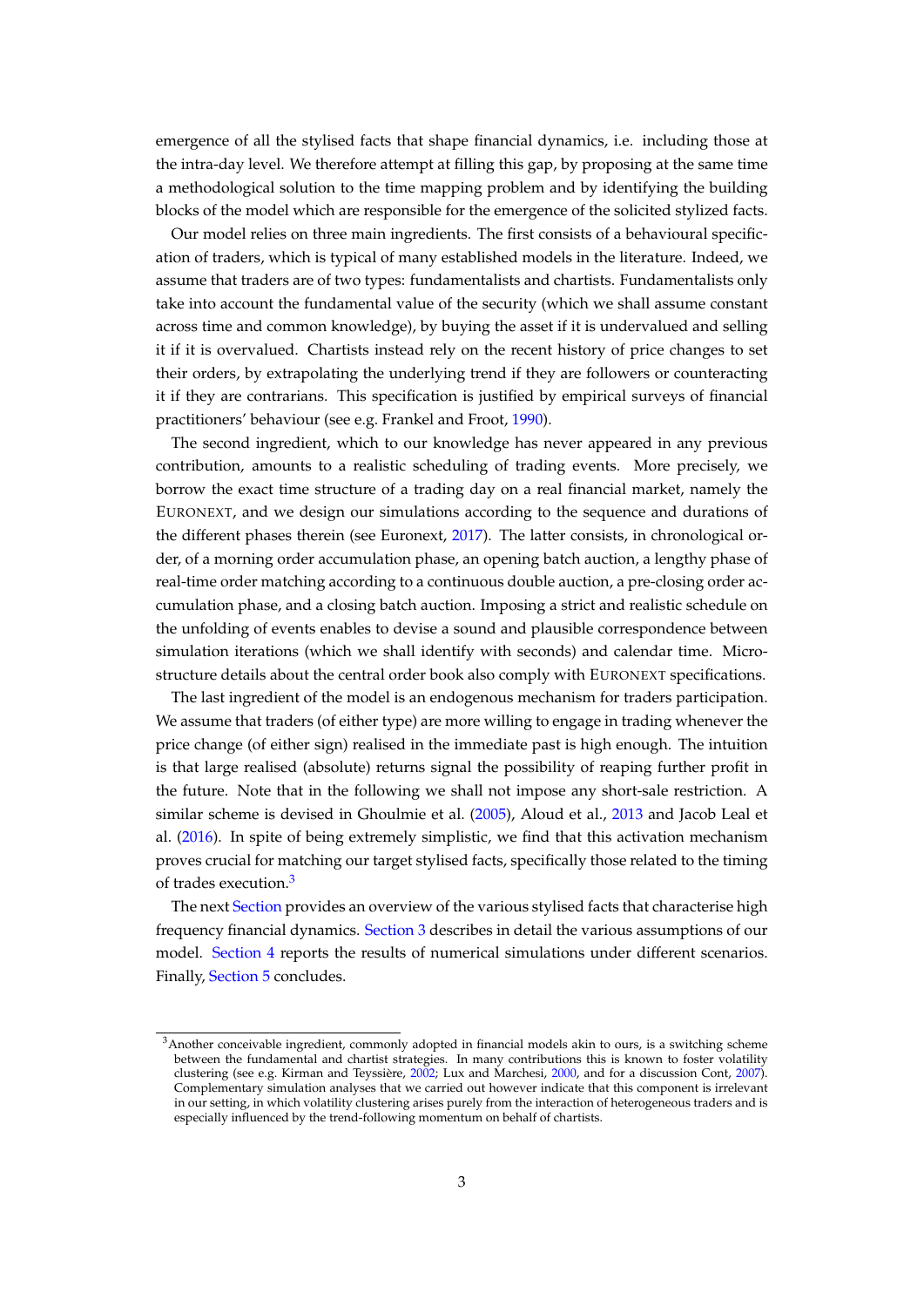emergence of all the stylised facts that shape financial dynamics, i.e. including those at the intra-day level. We therefore attempt at filling this gap, by proposing at the same time a methodological solution to the time mapping problem and by identifying the building blocks of the model which are responsible for the emergence of the solicited stylized facts.

Our model relies on three main ingredients. The first consists of a behavioural specification of traders, which is typical of many established models in the literature. Indeed, we assume that traders are of two types: fundamentalists and chartists. Fundamentalists only take into account the fundamental value of the security (which we shall assume constant across time and common knowledge), by buying the asset if it is undervalued and selling it if it is overvalued. Chartists instead rely on the recent history of price changes to set their orders, by extrapolating the underlying trend if they are followers or counteracting it if they are contrarians. This specification is justified by empirical surveys of financial practitioners' behaviour (see e.g. Frankel and Froot, 1990).

The second ingredient, which to our knowledge has never appeared in any previous contribution, amounts to a realistic scheduling of trading events. More precisely, we borrow the exact time structure of a trading day on a real financial market, namely the EURONEXT, and we design our simulations according to the sequence and durations of the different phases therein (see Euronext, 2017). The latter consists, in chronological order, of a morning order accumulation phase, an opening batch auction, a lengthy phase of real-time order matching according to a continuous double auction, a pre-closing order accumulation phase, and a closing batch auction. Imposing a strict and realistic schedule on the unfolding of events enables to devise a sound and plausible correspondence between simulation iterations (which we shall identify with seconds) and calendar time. Microstructure details about the central order book also comply with EURONEXT specifications.

The last ingredient of the model is an endogenous mechanism for traders participation. We assume that traders (of either type) are more willing to engage in trading whenever the price change (of either sign) realised in the immediate past is high enough. The intuition is that large realised (absolute) returns signal the possibility of reaping further profit in the future. Note that in the following we shall not impose any short-sale restriction. A similar scheme is devised in Ghoulmie et al. (2005), Aloud et al., 2013 and Jacob Leal et al. (2016). In spite of being extremely simplistic, we find that this activation mechanism proves crucial for matching our target stylised facts, specifically those related to the timing of trades execution.[3]

The next Section provides an overview of the various stylised facts that characterise high frequency financial dynamics. Section 3 describes in detail the various assumptions of our model. Section 4 reports the results of numerical simulations under different scenarios. Finally, Section 5 concludes.

[3] Another conceivable ingredient, commonly adopted in financial models akin to ours, is a switching scheme between the fundamental and chartist strategies. In many contributions this is known to foster volatility clustering (see e.g. Kirman and Teyssière, 2002; Lux and Marchesi, 2000, and for a discussion Cont, 2007). Complementary simulation analyses that we carried out however indicate that this component is irrelevant in our setting, in which volatility clustering arises purely from the interaction of heterogeneous traders and is especially influenced by the trend-following momentum on behalf of chartists.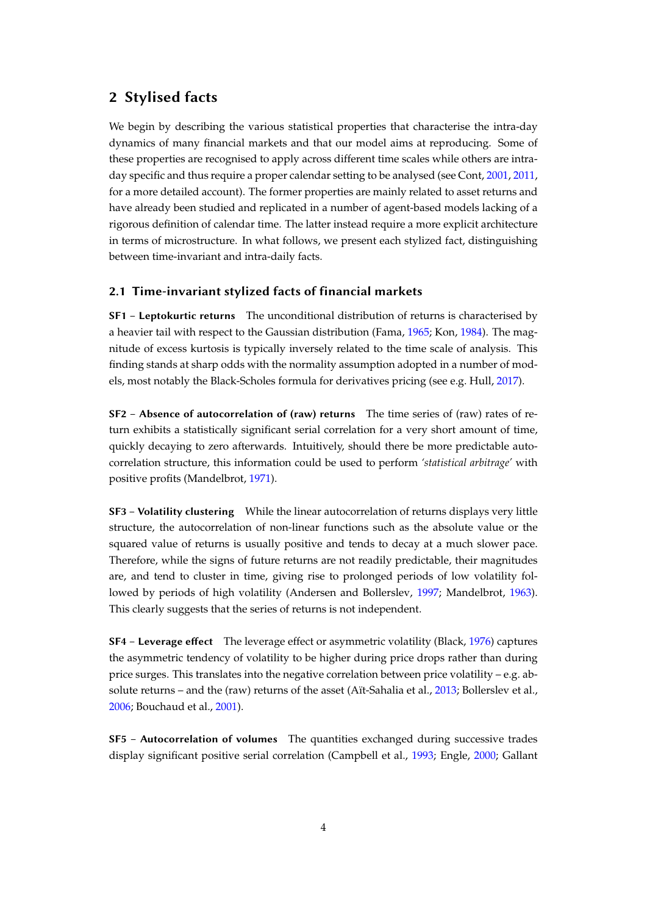## 2 Stylised facts

We begin by describing the various statistical properties that characterise the intra-day dynamics of many financial markets and that our model aims at reproducing. Some of these properties are recognised to apply across different time scales while others are intra-day specific and thus require a proper calendar setting to be analysed (see Cont, 2001, 2011, for a more detailed account). The former properties are mainly related to asset returns and have already been studied and replicated in a number of agent-based models lacking of a rigorous definition of calendar time. The latter instead require a more explicit architecture in terms of microstructure. In what follows, we present each stylized fact, distinguishing between time-invariant and intra-daily facts.

### 2.1 Time-invariant stylized facts of financial markets

**SF1 – Leptokurtic returns** The unconditional distribution of returns is characterised by a heavier tail with respect to the Gaussian distribution (Fama, 1965; Kon, 1984). The magnitude of excess kurtosis is typically inversely related to the time scale of analysis. This finding stands at sharp odds with the normality assumption adopted in a number of models, most notably the Black-Scholes formula for derivatives pricing (see e.g. Hull, 2017).

**SF2 – Absence of autocorrelation of (raw) returns** The time series of (raw) rates of return exhibits a statistically significant serial correlation for a very short amount of time, quickly decaying to zero afterwards. Intuitively, should there be more predictable autocorrelation structure, this information could be used to perform *'statistical arbitrage'* with positive profits (Mandelbrot, 1971).

**SF3 – Volatility clustering** While the linear autocorrelation of returns displays very little structure, the autocorrelation of non-linear functions such as the absolute value or the squared value of returns is usually positive and tends to decay at a much slower pace. Therefore, while the signs of future returns are not readily predictable, their magnitudes are, and tend to cluster in time, giving rise to prolonged periods of low volatility followed by periods of high volatility (Andersen and Bollerslev, 1997; Mandelbrot, 1963). This clearly suggests that the series of returns is not independent.

**SF4 – Leverage effect** The leverage effect or asymmetric volatility (Black, 1976) captures the asymmetric tendency of volatility to be higher during price drops rather than during price surges. This translates into the negative correlation between price volatility – e.g. absolute returns – and the (raw) returns of the asset (Aït-Sahalia et al., 2013; Bollerslev et al., 2006; Bouchaud et al., 2001).

**SF5 – Autocorrelation of volumes** The quantities exchanged during successive trades display significant positive serial correlation (Campbell et al., 1993; Engle, 2000; Gallant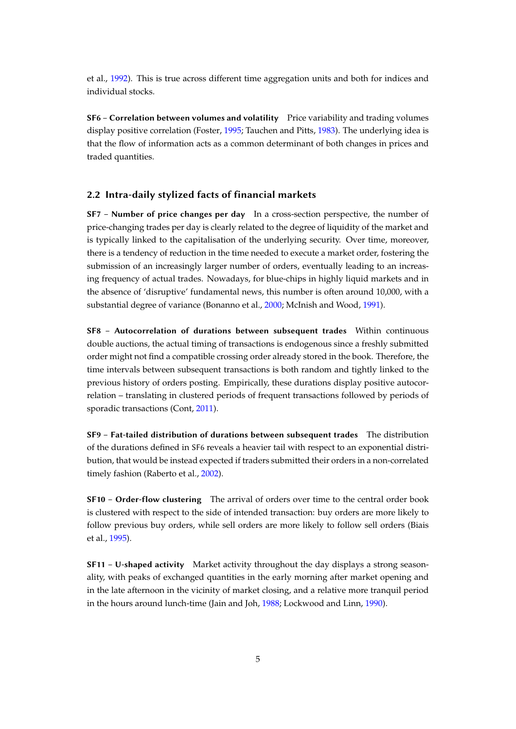et al., 1992). This is true across different time aggregation units and both for indices and individual stocks.

**SF6 – Correlation between volumes and volatility** Price variability and trading volumes display positive correlation (Foster, 1995; Tauchen and Pitts, 1983). The underlying idea is that the flow of information acts as a common determinant of both changes in prices and traded quantities.

## 2.2 Intra-daily stylized facts of financial markets

**SF7 – Number of price changes per day** In a cross-section perspective, the number of price-changing trades per day is clearly related to the degree of liquidity of the market and is typically linked to the capitalisation of the underlying security. Over time, moreover, there is a tendency of reduction in the time needed to execute a market order, fostering the submission of an increasingly larger number of orders, eventually leading to an increasing frequency of actual trades. Nowadays, for blue-chips in highly liquid markets and in the absence of 'disruptive' fundamental news, this number is often around 10,000, with a substantial degree of variance (Bonanno et al., 2000; McInish and Wood, 1991).

**SF8 – Autocorrelation of durations between subsequent trades** Within continuous double auctions, the actual timing of transactions is endogenous since a freshly submitted order might not find a compatible crossing order already stored in the book. Therefore, the time intervals between subsequent transactions is both random and tightly linked to the previous history of orders posting. Empirically, these durations display positive autocorrelation – translating in clustered periods of frequent transactions followed by periods of sporadic transactions (Cont, 2011).

**SF9 – Fat-tailed distribution of durations between subsequent trades** The distribution of the durations defined in SF6 reveals a heavier tail with respect to an exponential distribution, that would be instead expected if traders submitted their orders in a non-correlated timely fashion (Raberto et al., 2002).

**SF10 – Order-flow clustering** The arrival of orders over time to the central order book is clustered with respect to the side of intended transaction: buy orders are more likely to follow previous buy orders, while sell orders are more likely to follow sell orders (Biais et al., 1995).

**SF11 – U-shaped activity** Market activity throughout the day displays a strong seasonality, with peaks of exchanged quantities in the early morning after market opening and in the late afternoon in the vicinity of market closing, and a relative more tranquil period in the hours around lunch-time (Jain and Joh, 1988; Lockwood and Linn, 1990).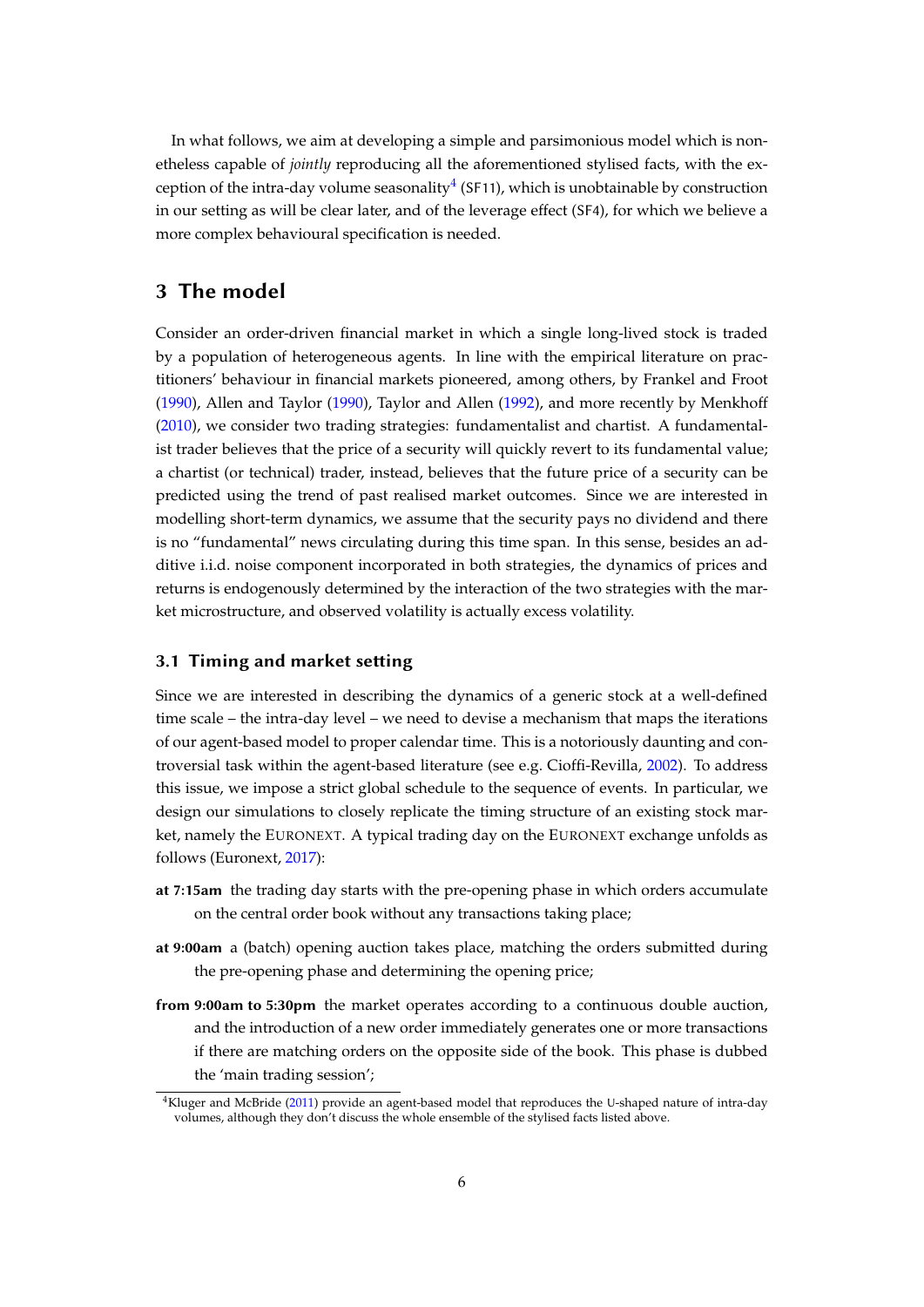In what follows, we aim at developing a simple and parsimonious model which is nonetheless capable of *jointly* reproducing all the aforementioned stylised facts, with the exception of the intra-day volume seasonality[4] (SF11), which is unobtainable by construction in our setting as will be clear later, and of the leverage effect (SF4), for which we believe a more complex behavioural specification is needed.

## 3 The model

Consider an order-driven financial market in which a single long-lived stock is traded by a population of heterogeneous agents. In line with the empirical literature on practitioners' behaviour in financial markets pioneered, among others, by Frankel and Froot (1990), Allen and Taylor (1990), Taylor and Allen (1992), and more recently by Menkhoff (2010), we consider two trading strategies: fundamentalist and chartist. A fundamentalist trader believes that the price of a security will quickly revert to its fundamental value; a chartist (or technical) trader, instead, believes that the future price of a security can be predicted using the trend of past realised market outcomes. Since we are interested in modelling short-term dynamics, we assume that the security pays no dividend and there is no "fundamental" news circulating during this time span. In this sense, besides an additive i.i.d. noise component incorporated in both strategies, the dynamics of prices and returns is endogenously determined by the interaction of the two strategies with the market microstructure, and observed volatility is actually excess volatility.

### 3.1 Timing and market setting

Since we are interested in describing the dynamics of a generic stock at a well-defined time scale – the intra-day level – we need to devise a mechanism that maps the iterations of our agent-based model to proper calendar time. This is a notoriously daunting and controversial task within the agent-based literature (see e.g. Cioffi-Revilla, 2002). To address this issue, we impose a strict global schedule to the sequence of events. In particular, we design our simulations to closely replicate the timing structure of an existing stock market, namely the EURONEXT. A typical trading day on the EURONEXT exchange unfolds as follows (Euronext, 2017):

- **at 7:15am** the trading day starts with the pre-opening phase in which orders accumulate on the central order book without any transactions taking place;
- **at 9:00am** a (batch) opening auction takes place, matching the orders submitted during the pre-opening phase and determining the opening price;
- **from 9:00am to 5:30pm** the market operates according to a continuous double auction, and the introduction of a new order immediately generates one or more transactions if there are matching orders on the opposite side of the book. This phase is dubbed the 'main trading session';

[4] Kluger and McBride (2011) provide an agent-based model that reproduces the U-shaped nature of intra-day volumes, although they don't discuss the whole ensemble of the stylised facts listed above.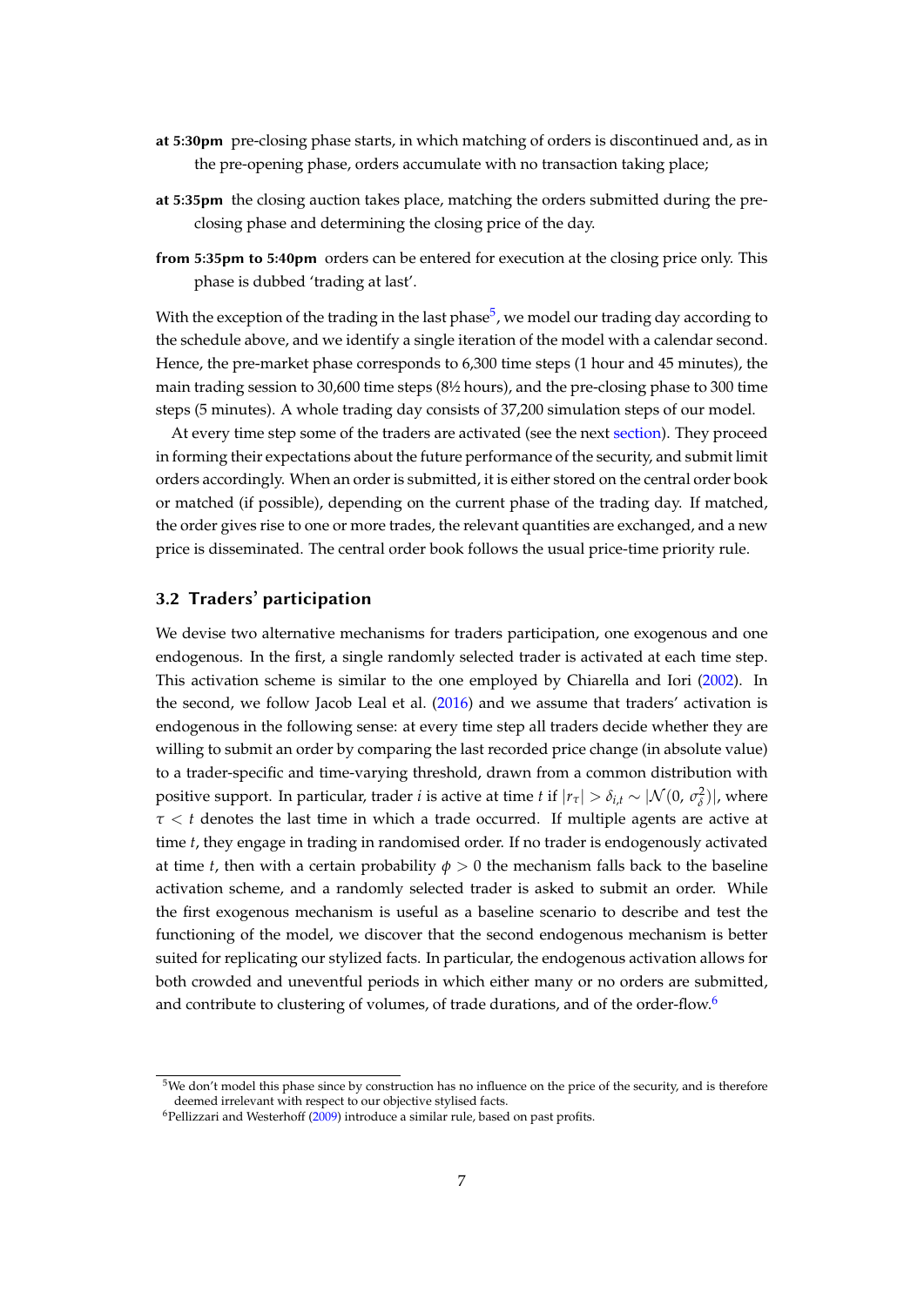- **at 5:30pm** pre-closing phase starts, in which matching of orders is discontinued and, as in the pre-opening phase, orders accumulate with no transaction taking place;
- **at 5:35pm** the closing auction takes place, matching the orders submitted during the pre-closing phase and determining the closing price of the day.
- **from 5:35pm to 5:40pm** orders can be entered for execution at the closing price only. This phase is dubbed 'trading at last'.

With the exception of the trading in the last phase[5], we model our trading day according to the schedule above, and we identify a single iteration of the model with a calendar second. Hence, the pre-market phase corresponds to 6,300 time steps (1 hour and 45 minutes), the main trading session to 30,600 time steps (8½ hours), and the pre-closing phase to 300 time steps (5 minutes). A whole trading day consists of 37,200 simulation steps of our model.

At every time step some of the traders are activated (see the next section). They proceed in forming their expectations about the future performance of the security, and submit limit orders accordingly. When an order is submitted, it is either stored on the central order book or matched (if possible), depending on the current phase of the trading day. If matched, the order gives rise to one or more trades, the relevant quantities are exchanged, and a new price is disseminated. The central order book follows the usual price-time priority rule.

### 3.2 Traders' participation

We devise two alternative mechanisms for traders participation, one exogenous and one endogenous. In the first, a single randomly selected trader is activated at each time step. This activation scheme is similar to the one employed by Chiarella and Iori (2002). In the second, we follow Jacob Leal et al. (2016) and we assume that traders' activation is endogenous in the following sense: at every time step all traders decide whether they are willing to submit an order by comparing the last recorded price change (in absolute value) to a trader-specific and time-varying threshold, drawn from a common distribution with positive support. In particular, trader $i$ is active at time $t$ if $|r_\tau| > \delta_{i,t} \sim |\mathcal{N}(0, \sigma_\delta^2)|$, where $\tau < t$ denotes the last time in which a trade occurred. If multiple agents are active at time $t$, they engage in trading in randomised order. If no trader is endogenously activated at time $t$, then with a certain probability $\phi > 0$ the mechanism falls back to the baseline activation scheme, and a randomly selected trader is asked to submit an order. While the first exogenous mechanism is useful as a baseline scenario to describe and test the functioning of the model, we discover that the second endogenous mechanism is better suited for replicating our stylized facts. In particular, the endogenous activation allows for both crowded and uneventful periods in which either many or no orders are submitted, and contribute to clustering of volumes, of trade durations, and of the order-flow.[6]

[5] We don't model this phase since by construction has no influence on the price of the security, and is therefore deemed irrelevant with respect to our objective stylised facts.

[6] Pellizzari and Westerhoff (2009) introduce a similar rule, based on past profits.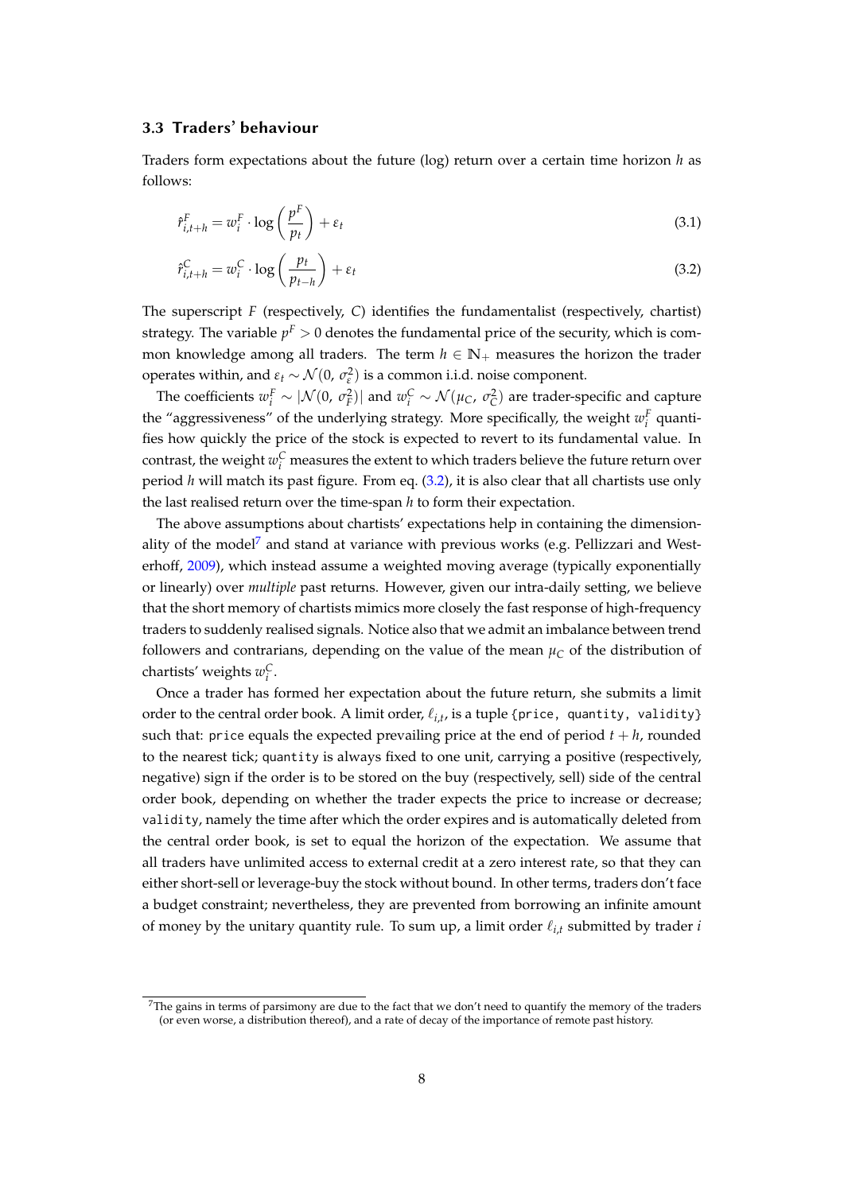### 3.3 Traders' behaviour

Traders form expectations about the future (log) return over a certain time horizon $h$ as follows:

$$\hat{r}^F_{i,t+h} = w^F_i \cdot \log\left(\frac{p^F}{p_t}\right) + \varepsilon_t \tag{3.1}$$

$$\hat{r}^C_{i,t+h} = w^C_i \cdot \log\left(\frac{p_t}{p_{t-h}}\right) + \varepsilon_t \tag{3.2}$$

The superscript $F$ (respectively, $C$) identifies the fundamentalist (respectively, chartist) strategy. The variable $p^F > 0$ denotes the fundamental price of the security, which is common knowledge among all traders. The term $h \in \mathbb{N}_+$ measures the horizon the trader operates within, and $\varepsilon_t \sim \mathcal{N}(0, \sigma^2_\varepsilon)$ is a common i.i.d. noise component.

The coefficients $w^F_i \sim |\mathcal{N}(0, \sigma^2_F)|$ and $w^C_i \sim \mathcal{N}(\mu_C, \sigma^2_C)$ are trader-specific and capture the "aggressiveness" of the underlying strategy. More specifically, the weight $w^F_i$ quantifies how quickly the price of the stock is expected to revert to its fundamental value. In contrast, the weight $w^C_i$ measures the extent to which traders believe the future return over period $h$ will match its past figure. From eq. (3.2), it is also clear that all chartists use only the last realised return over the time-span $h$ to form their expectation.

The above assumptions about chartists' expectations help in containing the dimensionality of the model[7] and stand at variance with previous works (e.g. Pellizzari and Westerhoff, 2009), which instead assume a weighted moving average (typically exponentially or linearly) over *multiple* past returns. However, given our intra-daily setting, we believe that the short memory of chartists mimics more closely the fast response of high-frequency traders to suddenly realised signals. Notice also that we admit an imbalance between trend followers and contrarians, depending on the value of the mean $\mu_C$ of the distribution of chartists' weights $w^C_i$.

Once a trader has formed her expectation about the future return, she submits a limit order to the central order book. A limit order, $\ell_{i,t}$, is a tuple `{price, quantity, validity}` such that: `price` equals the expected prevailing price at the end of period $t + h$, rounded to the nearest tick; `quantity` is always fixed to one unit, carrying a positive (respectively, negative) sign if the order is to be stored on the buy (respectively, sell) side of the central order book, depending on whether the trader expects the price to increase or decrease; `validity`, namely the time after which the order expires and is automatically deleted from the central order book, is set to equal the horizon of the expectation. We assume that all traders have unlimited access to external credit at a zero interest rate, so that they can either short-sell or leverage-buy the stock without bound. In other terms, traders don't face a budget constraint; nevertheless, they are prevented from borrowing an infinite amount of money by the unitary quantity rule. To sum up, a limit order $\ell_{i,t}$ submitted by trader $i$

[7] The gains in terms of parsimony are due to the fact that we don't need to quantify the memory of the traders (or even worse, a distribution thereof), and a rate of decay of the importance of remote past history.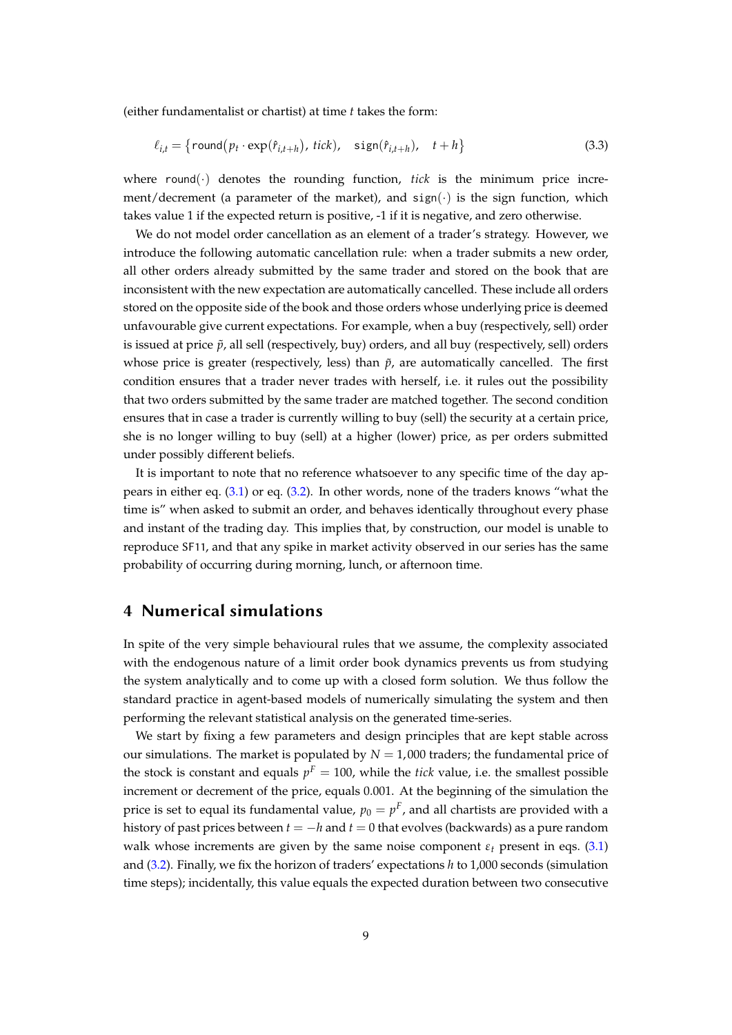(either fundamentalist or chartist) at time $t$ takes the form:

$$\ell_{i,t} = \left\{ \texttt{round}\left(p_t \cdot \exp(\hat{r}_{i,t+h}),\ tick\right),\quad \texttt{sign}(\hat{r}_{i,t+h}),\quad t+h \right\} \tag{3.3}$$

where $\texttt{round}(\cdot)$ denotes the rounding function, *tick* is the minimum price increment/decrement (a parameter of the market), and $\texttt{sign}(\cdot)$ is the sign function, which takes value 1 if the expected return is positive, -1 if it is negative, and zero otherwise.

We do not model order cancellation as an element of a trader's strategy. However, we introduce the following automatic cancellation rule: when a trader submits a new order, all other orders already submitted by the same trader and stored on the book that are inconsistent with the new expectation are automatically cancelled. These include all orders stored on the opposite side of the book and those orders whose underlying price is deemed unfavourable give current expectations. For example, when a buy (respectively, sell) order is issued at price $\tilde{p}$, all sell (respectively, buy) orders, and all buy (respectively, sell) orders whose price is greater (respectively, less) than $\tilde{p}$, are automatically cancelled. The first condition ensures that a trader never trades with herself, i.e. it rules out the possibility that two orders submitted by the same trader are matched together. The second condition ensures that in case a trader is currently willing to buy (sell) the security at a certain price, she is no longer willing to buy (sell) at a higher (lower) price, as per orders submitted under possibly different beliefs.

It is important to note that no reference whatsoever to any specific time of the day appears in either eq. (3.1) or eq. (3.2). In other words, none of the traders knows "what the time is" when asked to submit an order, and behaves identically throughout every phase and instant of the trading day. This implies that, by construction, our model is unable to reproduce SF11, and that any spike in market activity observed in our series has the same probability of occurring during morning, lunch, or afternoon time.

## 4 Numerical simulations

In spite of the very simple behavioural rules that we assume, the complexity associated with the endogenous nature of a limit order book dynamics prevents us from studying the system analytically and to come up with a closed form solution. We thus follow the standard practice in agent-based models of numerically simulating the system and then performing the relevant statistical analysis on the generated time-series.

We start by fixing a few parameters and design principles that are kept stable across our simulations. The market is populated by $N = 1{,}000$ traders; the fundamental price of the stock is constant and equals $p^F = 100$, while the *tick* value, i.e. the smallest possible increment or decrement of the price, equals 0.001. At the beginning of the simulation the price is set to equal its fundamental value, $p_0 = p^F$, and all chartists are provided with a history of past prices between $t = -h$ and $t = 0$ that evolves (backwards) as a pure random walk whose increments are given by the same noise component $\varepsilon_t$ present in eqs. (3.1) and (3.2). Finally, we fix the horizon of traders' expectations $h$ to 1,000 seconds (simulation time steps); incidentally, this value equals the expected duration between two consecutive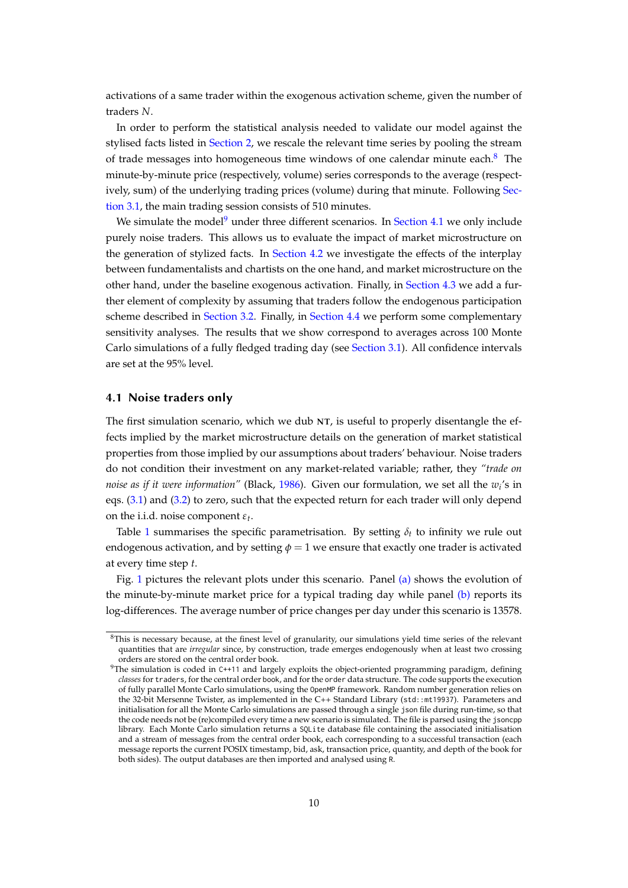activations of a same trader within the exogenous activation scheme, given the number of traders $N$.

In order to perform the statistical analysis needed to validate our model against the stylised facts listed in Section 2, we rescale the relevant time series by pooling the stream of trade messages into homogeneous time windows of one calendar minute each.[8] The minute-by-minute price (respectively, volume) series corresponds to the average (respectively, sum) of the underlying trading prices (volume) during that minute. Following Section 3.1, the main trading session consists of 510 minutes.

We simulate the model[9] under three different scenarios. In Section 4.1 we only include purely noise traders. This allows us to evaluate the impact of market microstructure on the generation of stylized facts. In Section 4.2 we investigate the effects of the interplay between fundamentalists and chartists on the one hand, and market microstructure on the other hand, under the baseline exogenous activation. Finally, in Section 4.3 we add a further element of complexity by assuming that traders follow the endogenous participation scheme described in Section 3.2. Finally, in Section 4.4 we perform some complementary sensitivity analyses. The results that we show correspond to averages across 100 Monte Carlo simulations of a fully fledged trading day (see Section 3.1). All confidence intervals are set at the 95% level.

### 4.1 Noise traders only

The first simulation scenario, which we dub **NT**, is useful to properly disentangle the effects implied by the market microstructure details on the generation of market statistical properties from those implied by our assumptions about traders' behaviour. Noise traders do not condition their investment on any market-related variable; rather, they *"trade on noise as if it were information"* (Black, 1986). Given our formulation, we set all the $w_i$'s in eqs. (3.1) and (3.2) to zero, such that the expected return for each trader will only depend on the i.i.d. noise component $\varepsilon_t$.

Table 1 summarises the specific parametrisation. By setting $\delta_t$ to infinity we rule out endogenous activation, and by setting $\phi = 1$ we ensure that exactly one trader is activated at every time step $t$.

Fig. 1 pictures the relevant plots under this scenario. Panel (a) shows the evolution of the minute-by-minute market price for a typical trading day while panel (b) reports its log-differences. The average number of price changes per day under this scenario is 13578.

---

[8] This is necessary because, at the finest level of granularity, our simulations yield time series of the relevant quantities that are *irregular* since, by construction, trade emerges endogenously when at least two crossing orders are stored on the central order book.

[9] The simulation is coded in C++11 and largely exploits the object-oriented programming paradigm, defining *classes* for traders, for the central order book, and for the order data structure. The code supports the execution of fully parallel Monte Carlo simulations, using the OpenMP framework. Random number generation relies on the 32-bit Mersenne Twister, as implemented in the C++ Standard Library (std::mt19937). Parameters and initialisation for all the Monte Carlo simulations are passed through a single json file during run-time, so that the code needs not be (re)compiled every time a new scenario is simulated. The file is parsed using the jsoncpp library. Each Monte Carlo simulation returns a SQLite database file containing the associated initialisation and a stream of messages from the central order book, each corresponding to a successful transaction (each message reports the current POSIX timestamp, bid, ask, transaction price, quantity, and depth of the book for both sides). The output databases are then imported and analysed using R.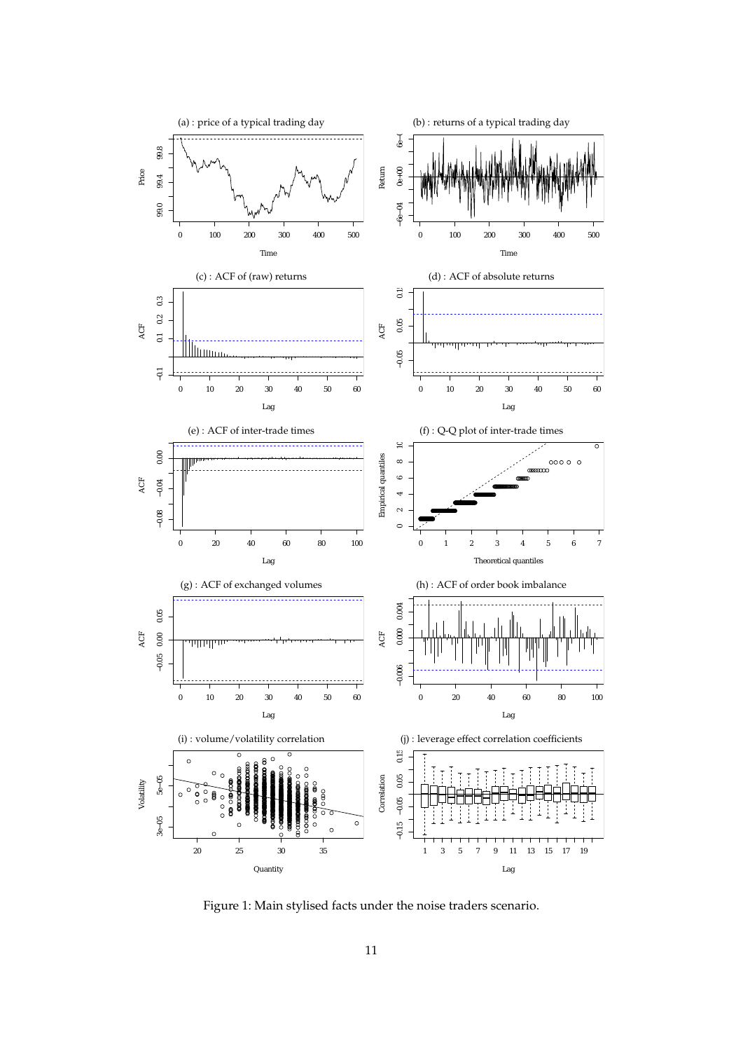Figure 1: Main stylised facts under the noise traders scenario.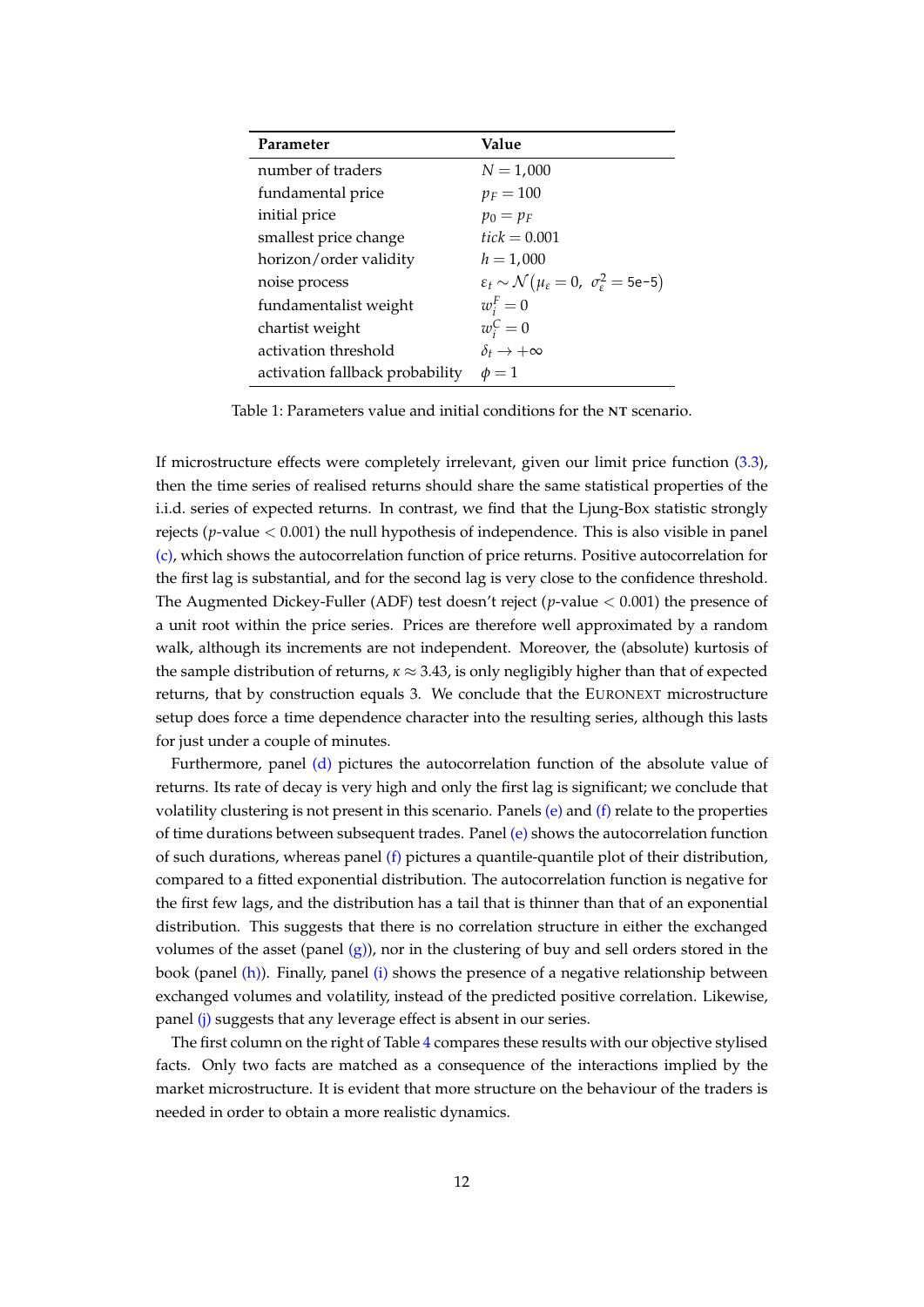| Parameter | Value |
|---|---|
| number of traders | $N = 1{,}000$ |
| fundamental price | $p_F = 100$ |
| initial price | $p_0 = p_F$ |
| smallest price change | $tick = 0.001$ |
| horizon/order validity | $h = 1{,}000$ |
| noise process | $\varepsilon_t \sim \mathcal{N}(\mu_\varepsilon = 0,\ \sigma^2_\varepsilon = \texttt{5e-5})$ |
| fundamentalist weight | $w_i^F = 0$ |
| chartist weight | $w_i^C = 0$ |
| activation threshold | $\delta_t \to +\infty$ |
| activation fallback probability | $\phi = 1$ |

Table 1: Parameters value and initial conditions for the **NT** scenario.

If microstructure effects were completely irrelevant, given our limit price function (3.3), then the time series of realised returns should share the same statistical properties of the i.i.d. series of expected returns. In contrast, we find that the Ljung-Box statistic strongly rejects ($p$-value $< 0.001$) the null hypothesis of independence. This is also visible in panel (c), which shows the autocorrelation function of price returns. Positive autocorrelation for the first lag is substantial, and for the second lag is very close to the confidence threshold. The Augmented Dickey-Fuller (ADF) test doesn't reject ($p$-value $< 0.001$) the presence of a unit root within the price series. Prices are therefore well approximated by a random walk, although its increments are not independent. Moreover, the (absolute) kurtosis of the sample distribution of returns, $\kappa \approx 3.43$, is only negligibly higher than that of expected returns, that by construction equals 3. We conclude that the EURONEXT microstructure setup does force a time dependence character into the resulting series, although this lasts for just under a couple of minutes.

Furthermore, panel (d) pictures the autocorrelation function of the absolute value of returns. Its rate of decay is very high and only the first lag is significant; we conclude that volatility clustering is not present in this scenario. Panels (e) and (f) relate to the properties of time durations between subsequent trades. Panel (e) shows the autocorrelation function of such durations, whereas panel (f) pictures a quantile-quantile plot of their distribution, compared to a fitted exponential distribution. The autocorrelation function is negative for the first few lags, and the distribution has a tail that is thinner than that of an exponential distribution. This suggests that there is no correlation structure in either the exchanged volumes of the asset (panel (g)), nor in the clustering of buy and sell orders stored in the book (panel (h)). Finally, panel (i) shows the presence of a negative relationship between exchanged volumes and volatility, instead of the predicted positive correlation. Likewise, panel (j) suggests that any leverage effect is absent in our series.

The first column on the right of Table 4 compares these results with our objective stylised facts. Only two facts are matched as a consequence of the interactions implied by the market microstructure. It is evident that more structure on the behaviour of the traders is needed in order to obtain a more realistic dynamics.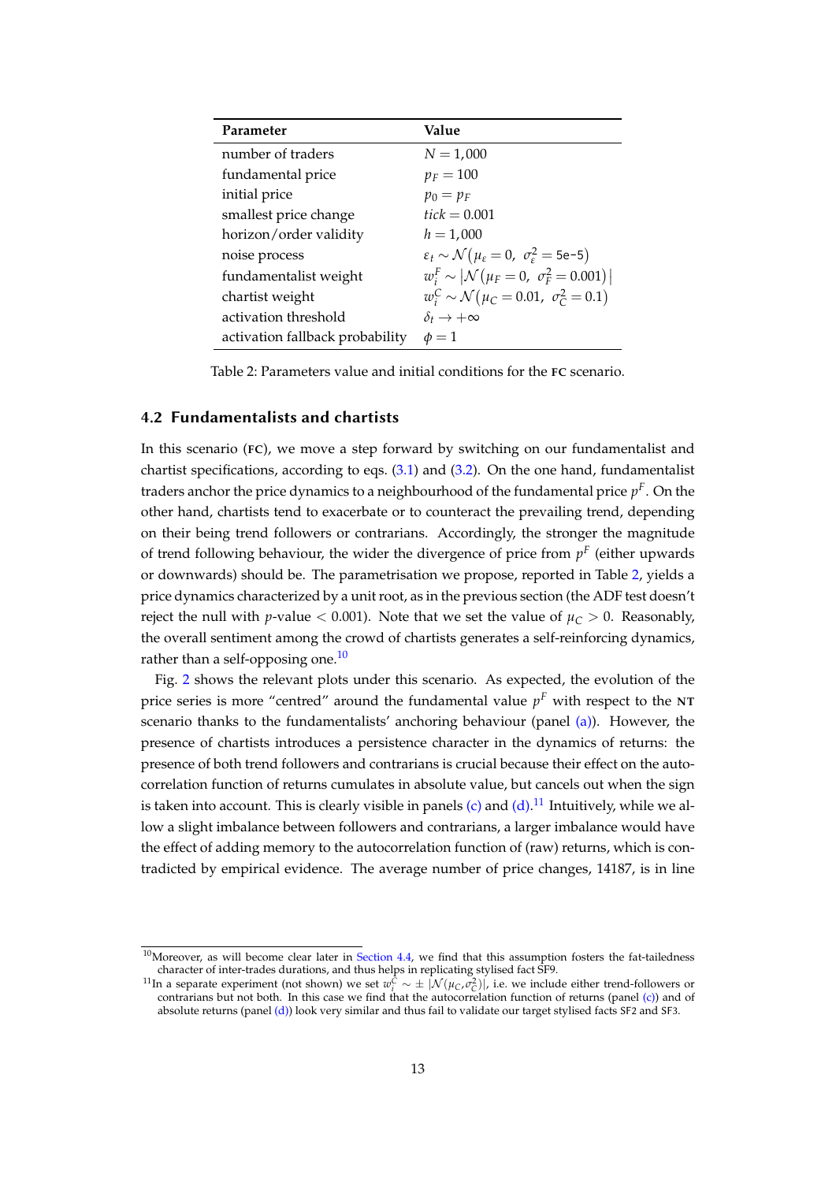| Parameter | Value |
|---|---|
| number of traders | $N = 1{,}000$ |
| fundamental price | $p_F = 100$ |
| initial price | $p_0 = p_F$ |
| smallest price change | $tick = 0.001$ |
| horizon/order validity | $h = 1{,}000$ |
| noise process | $\varepsilon_t \sim \mathcal{N}(\mu_\varepsilon = 0,\ \sigma_\varepsilon^2 = \texttt{5e-5})$ |
| fundamentalist weight | $w_i^F \sim \lvert\mathcal{N}(\mu_F = 0,\ \sigma_F^2 = 0.001)\rvert$ |
| chartist weight | $w_i^C \sim \mathcal{N}(\mu_C = 0.01,\ \sigma_C^2 = 0.1)$ |
| activation threshold | $\delta_t \to +\infty$ |
| activation fallback probability | $\phi = 1$ |

Table 2: Parameters value and initial conditions for the **FC** scenario.

### 4.2 Fundamentalists and chartists

In this scenario (**FC**), we move a step forward by switching on our fundamentalist and chartist specifications, according to eqs. (3.1) and (3.2). On the one hand, fundamentalist traders anchor the price dynamics to a neighbourhood of the fundamental price $p^F$. On the other hand, chartists tend to exacerbate or to counteract the prevailing trend, depending on their being trend followers or contrarians. Accordingly, the stronger the magnitude of trend following behaviour, the wider the divergence of price from $p^F$ (either upwards or downwards) should be. The parametrisation we propose, reported in Table 2, yields a price dynamics characterized by a unit root, as in the previous section (the ADF test doesn't reject the null with $p$-value $< 0.001$). Note that we set the value of $\mu_C > 0$. Reasonably, the overall sentiment among the crowd of chartists generates a self-reinforcing dynamics, rather than a self-opposing one.[10]

Fig. 2 shows the relevant plots under this scenario. As expected, the evolution of the price series is more "centred" around the fundamental value $p^F$ with respect to the **NT** scenario thanks to the fundamentalists' anchoring behaviour (panel (a)). However, the presence of chartists introduces a persistence character in the dynamics of returns: the presence of both trend followers and contrarians is crucial because their effect on the auto-correlation function of returns cumulates in absolute value, but cancels out when the sign is taken into account. This is clearly visible in panels (c) and (d).[11] Intuitively, while we allow a slight imbalance between followers and contrarians, a larger imbalance would have the effect of adding memory to the autocorrelation function of (raw) returns, which is contradicted by empirical evidence. The average number of price changes, 14187, is in line

[10] Moreover, as will become clear later in Section 4.4, we find that this assumption fosters the fat-tailedness character of inter-trades durations, and thus helps in replicating stylised fact SF9.

[11] In a separate experiment (not shown) we set $w_i^C \sim \pm\,|\mathcal{N}(\mu_C, \sigma_C^2)|$, i.e. we include either trend-followers or contrarians but not both. In this case we find that the autocorrelation function of returns (panel (c)) and of absolute returns (panel (d)) look very similar and thus fail to validate our target stylised facts SF2 and SF3.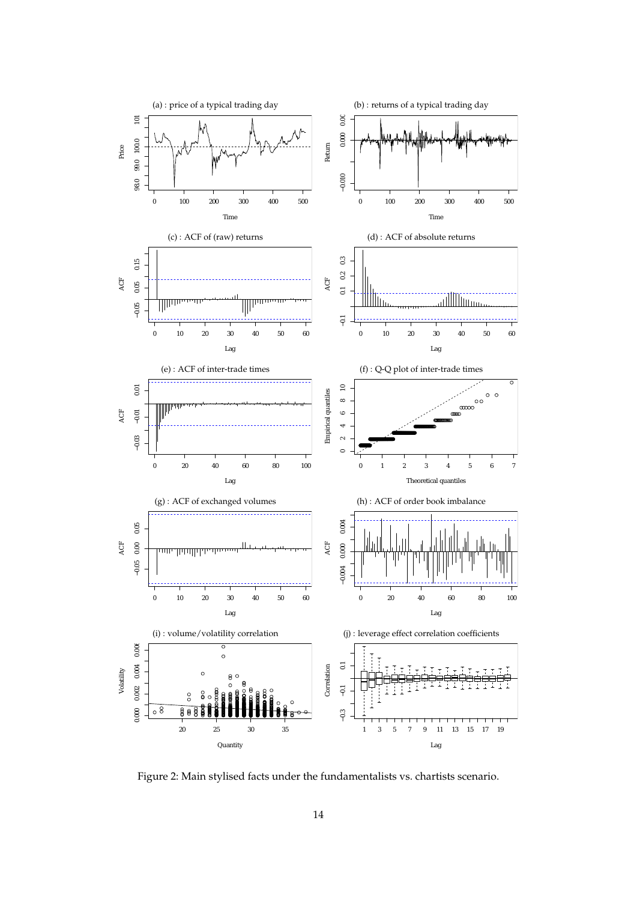Figure 2: Main stylised facts under the fundamentalists vs. chartists scenario.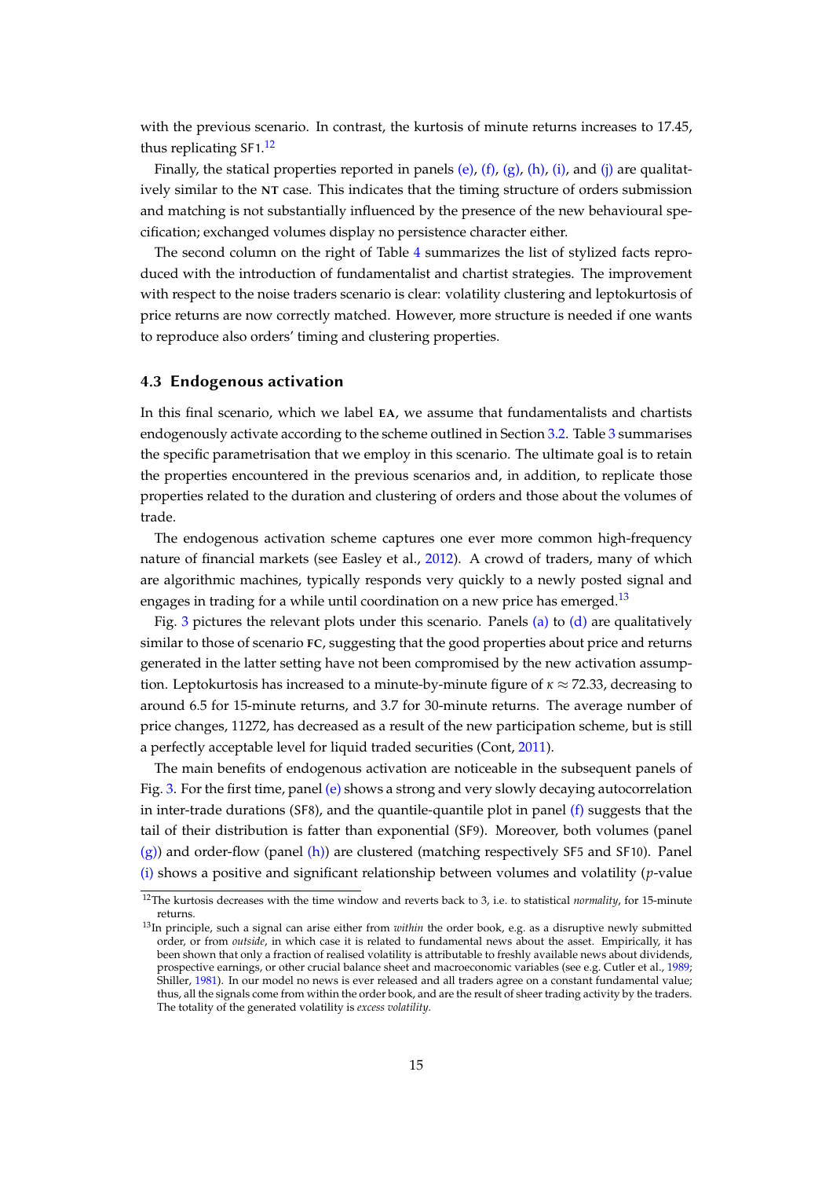with the previous scenario. In contrast, the kurtosis of minute returns increases to 17.45, thus replicating SF1.[12]

Finally, the statical properties reported in panels (e), (f), (g), (h), (i), and (j) are qualitatively similar to the **NT** case. This indicates that the timing structure of orders submission and matching is not substantially influenced by the presence of the new behavioural specification; exchanged volumes display no persistence character either.

The second column on the right of Table 4 summarizes the list of stylized facts reproduced with the introduction of fundamentalist and chartist strategies. The improvement with respect to the noise traders scenario is clear: volatility clustering and leptokurtosis of price returns are now correctly matched. However, more structure is needed if one wants to reproduce also orders' timing and clustering properties.

### 4.3 Endogenous activation

In this final scenario, which we label **EA**, we assume that fundamentalists and chartists endogenously activate according to the scheme outlined in Section 3.2. Table 3 summarises the specific parametrisation that we employ in this scenario. The ultimate goal is to retain the properties encountered in the previous scenarios and, in addition, to replicate those properties related to the duration and clustering of orders and those about the volumes of trade.

The endogenous activation scheme captures one ever more common high-frequency nature of financial markets (see Easley et al., 2012). A crowd of traders, many of which are algorithmic machines, typically responds very quickly to a newly posted signal and engages in trading for a while until coordination on a new price has emerged.[13]

Fig. 3 pictures the relevant plots under this scenario. Panels (a) to (d) are qualitatively similar to those of scenario **FC**, suggesting that the good properties about price and returns generated in the latter setting have not been compromised by the new activation assumption. Leptokurtosis has increased to a minute-by-minute figure of $\kappa \approx 72.33$, decreasing to around 6.5 for 15-minute returns, and 3.7 for 30-minute returns. The average number of price changes, 11272, has decreased as a result of the new participation scheme, but is still a perfectly acceptable level for liquid traded securities (Cont, 2011).

The main benefits of endogenous activation are noticeable in the subsequent panels of Fig. 3. For the first time, panel (e) shows a strong and very slowly decaying autocorrelation in inter-trade durations (SF8), and the quantile-quantile plot in panel (f) suggests that the tail of their distribution is fatter than exponential (SF9). Moreover, both volumes (panel (g)) and order-flow (panel (h)) are clustered (matching respectively SF5 and SF10). Panel (i) shows a positive and significant relationship between volumes and volatility ($p$-value

[12] The kurtosis decreases with the time window and reverts back to 3, i.e. to statistical *normality*, for 15-minute returns.

[13] In principle, such a signal can arise either from *within* the order book, e.g. as a disruptive newly submitted order, or from *outside*, in which case it is related to fundamental news about the asset. Empirically, it has been shown that only a fraction of realised volatility is attributable to freshly available news about dividends, prospective earnings, or other crucial balance sheet and macroeconomic variables (see e.g. Cutler et al., 1989; Shiller, 1981). In our model no news is ever released and all traders agree on a constant fundamental value; thus, all the signals come from within the order book, and are the result of sheer trading activity by the traders. The totality of the generated volatility is *excess volatility*.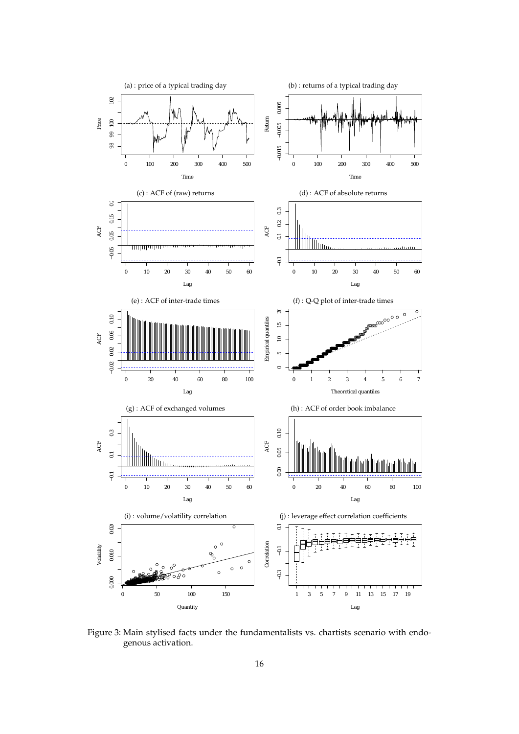Figure 3: Main stylised facts under the fundamentalists vs. chartists scenario with endogenous activation.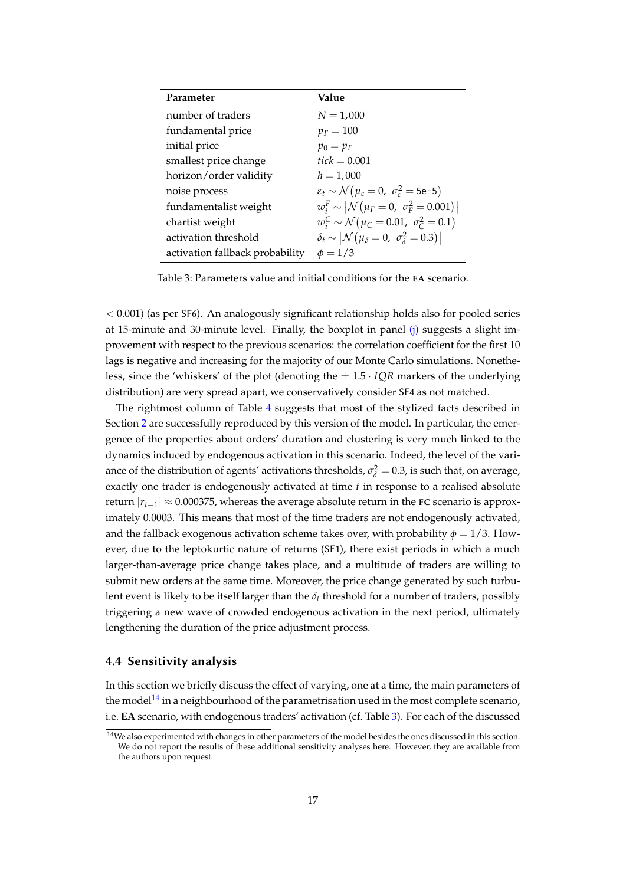| Parameter | Value |
|---|---|
| number of traders | $N = 1{,}000$ |
| fundamental price | $p_F = 100$ |
| initial price | $p_0 = p_F$ |
| smallest price change | $tick = 0.001$ |
| horizon/order validity | $h = 1{,}000$ |
| noise process | $\varepsilon_t \sim \mathcal{N}(\mu_\varepsilon = 0,\ \sigma^2_\varepsilon = \texttt{5e-5})$ |
| fundamentalist weight | $w^F_i \sim \lvert\mathcal{N}(\mu_F = 0,\ \sigma^2_F = 0.001)\rvert$ |
| chartist weight | $w^C_i \sim \mathcal{N}(\mu_C = 0.01,\ \sigma^2_C = 0.1)$ |
| activation threshold | $\delta_t \sim \lvert\mathcal{N}(\mu_\delta = 0,\ \sigma^2_\delta = 0.3)\rvert$ |
| activation fallback probability | $\phi = 1/3$ |

Table 3: Parameters value and initial conditions for the EA scenario.

$< 0.001$) (as per SF6). An analogously significant relationship holds also for pooled series at 15-minute and 30-minute level. Finally, the boxplot in panel (j) suggests a slight improvement with respect to the previous scenarios: the correlation coefficient for the first 10 lags is negative and increasing for the majority of our Monte Carlo simulations. Nonetheless, since the 'whiskers' of the plot (denoting the $\pm\, 1.5 \cdot IQR$ markers of the underlying distribution) are very spread apart, we conservatively consider SF4 as not matched.

The rightmost column of Table 4 suggests that most of the stylized facts described in Section 2 are successfully reproduced by this version of the model. In particular, the emergence of the properties about orders' duration and clustering is very much linked to the dynamics induced by endogenous activation in this scenario. Indeed, the level of the variance of the distribution of agents' activations thresholds, $\sigma^2_\delta = 0.3$, is such that, on average, exactly one trader is endogenously activated at time $t$ in response to a realised absolute return $|r_{t-1}| \approx 0.000375$, whereas the average absolute return in the FC scenario is approximately 0.0003. This means that most of the time traders are not endogenously activated, and the fallback exogenous activation scheme takes over, with probability $\phi = 1/3$. However, due to the leptokurtic nature of returns (SF1), there exist periods in which a much larger-than-average price change takes place, and a multitude of traders are willing to submit new orders at the same time. Moreover, the price change generated by such turbulent event is likely to be itself larger than the $\delta_t$ threshold for a number of traders, possibly triggering a new wave of crowded endogenous activation in the next period, ultimately lengthening the duration of the price adjustment process.

### 4.4 Sensitivity analysis

In this section we briefly discuss the effect of varying, one at a time, the main parameters of the model[14] in a neighbourhood of the parametrisation used in the most complete scenario, i.e. **EA** scenario, with endogenous traders' activation (cf. Table 3). For each of the discussed

[14] We also experimented with changes in other parameters of the model besides the ones discussed in this section. We do not report the results of these additional sensitivity analyses here. However, they are available from the authors upon request.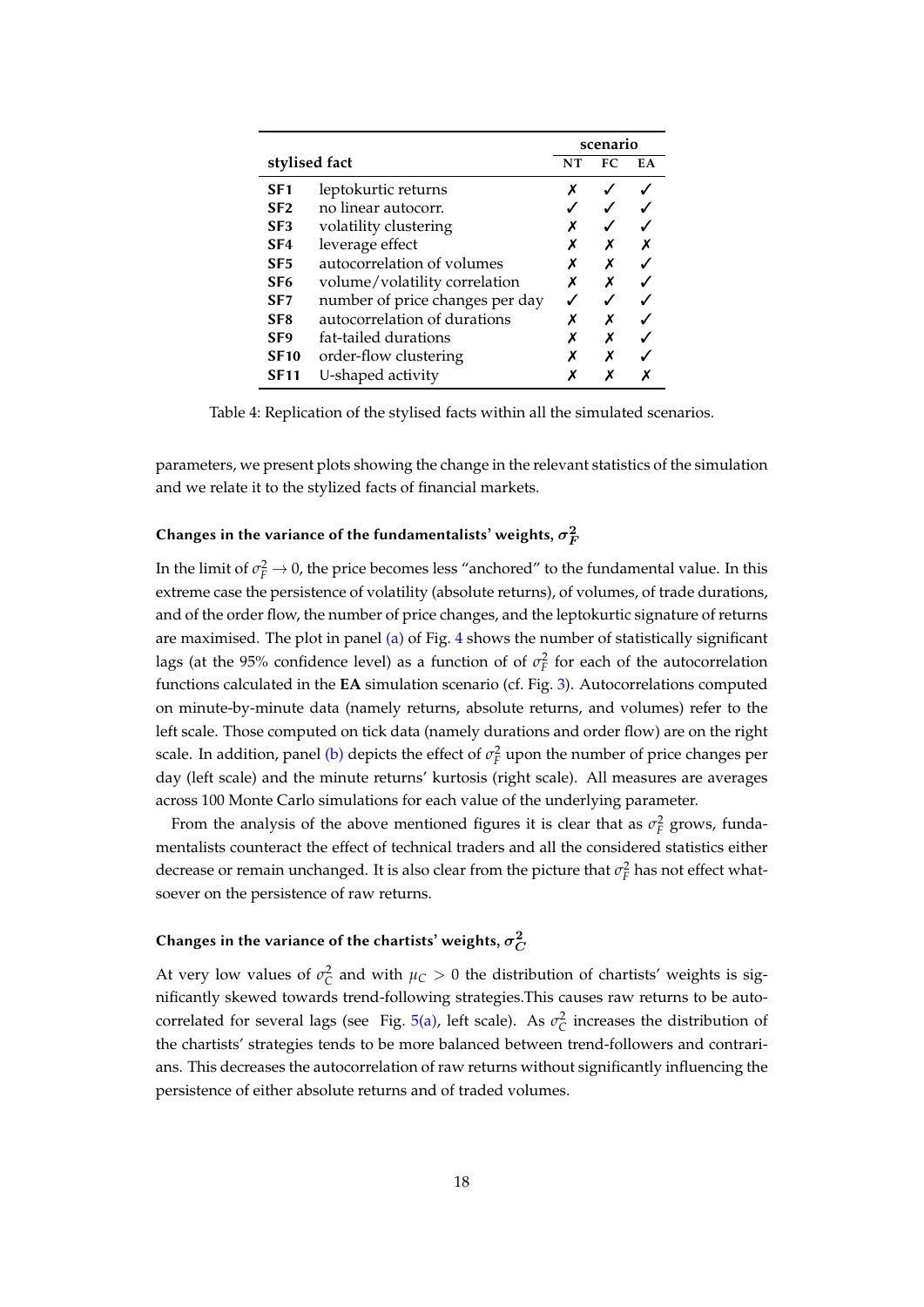| stylised fact | | scenario | | |
|---|---|---|---|---|
| | | NT | FC | EA |
| **SF1** | leptokurtic returns | ✗ | ✓ | ✓ |
| **SF2** | no linear autocorr. | ✓ | ✓ | ✓ |
| **SF3** | volatility clustering | ✗ | ✓ | ✓ |
| **SF4** | leverage effect | ✗ | ✗ | ✗ |
| **SF5** | autocorrelation of volumes | ✗ | ✗ | ✓ |
| **SF6** | volume/volatility correlation | ✗ | ✗ | ✓ |
| **SF7** | number of price changes per day | ✓ | ✓ | ✓ |
| **SF8** | autocorrelation of durations | ✗ | ✗ | ✓ |
| **SF9** | fat-tailed durations | ✗ | ✗ | ✓ |
| **SF10** | order-flow clustering | ✗ | ✗ | ✓ |
| **SF11** | U-shaped activity | ✗ | ✗ | ✗ |

Table 4: Replication of the stylised facts within all the simulated scenarios.

parameters, we present plots showing the change in the relevant statistics of the simulation and we relate it to the stylized facts of financial markets.

#### Changes in the variance of the fundamentalists' weights, $\sigma_F^2$

In the limit of $\sigma_F^2 \to 0$, the price becomes less "anchored" to the fundamental value. In this extreme case the persistence of volatility (absolute returns), of trade durations, and of the order flow, the number of price changes, and the leptokurtic signature of returns are maximised. The plot in panel (a) of Fig. 4 shows the number of statistically significant lags (at the 95% confidence level) as a function of of $\sigma_F^2$ for each of the autocorrelation functions calculated in the **EA** simulation scenario (cf. Fig. 3). Autocorrelations computed on minute-by-minute data (namely returns, absolute returns, and volumes) refer to the left scale. Those computed on tick data (namely durations and order flow) are on the right scale. In addition, panel (b) depicts the effect of $\sigma_F^2$ upon the number of price changes per day (left scale) and the minute returns' kurtosis (right scale). All measures are averages across 100 Monte Carlo simulations for each value of the underlying parameter.

From the analysis of the above mentioned figures it is clear that as $\sigma_F^2$ grows, fundamentalists counteract the effect of technical traders and all the considered statistics either decrease or remain unchanged. It is also clear from the picture that $\sigma_F^2$ has not effect whatsoever on the persistence of raw returns.

#### Changes in the variance of the chartists' weights, $\sigma_C^2$

At very low values of $\sigma_C^2$ and with $\mu_C > 0$ the distribution of chartists' weights is significantly skewed towards trend-following strategies.This causes raw returns to be autocorrelated for several lags (see Fig. 5(a), left scale). As $\sigma_C^2$ increases the distribution of the chartists' strategies tends to be more balanced between trend-followers and contrarians. This decreases the autocorrelation of raw returns without significantly influencing the persistence of either absolute returns and of traded volumes.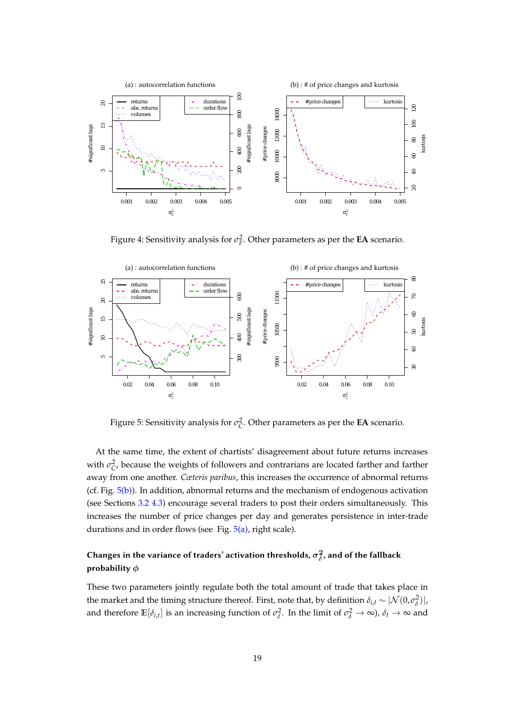Figure 4: Sensitivity analysis for $\sigma_F^2$. Other parameters as per the **EA** scenario.

Figure 5: Sensitivity analysis for $\sigma_C^2$. Other parameters as per the **EA** scenario.

At the same time, the extent of chartists' disagreement about future returns increases with $\sigma_C^2$, because the weights of followers and contrarians are located farther and farther away from one another. *Cæteris paribus*, this increases the occurrence of abnormal returns (cf. Fig. 5(b)). In addition, abnormal returns and the mechanism of endogenous activation (see Sections 3.2 4.3) encourage several traders to post their orders simultaneously. This increases the number of price changes per day and generates persistence in inter-trade durations and in order flows (see Fig. 5(a), right scale).

#### Changes in the variance of traders' activation thresholds, $\sigma_\delta^2$, and of the fallback probability $\phi$

These two parameters jointly regulate both the total amount of trade that takes place in the market and the timing structure thereof. First, note that, by definition $\delta_{i,t} \sim |\mathcal{N}(0, \sigma_\delta^2)|$, and therefore $\mathbb{E}[\delta_{i,t}]$ is an increasing function of $\sigma_\delta^2$. In the limit of $\sigma_\delta^2 \to \infty$), $\delta_t \to \infty$ and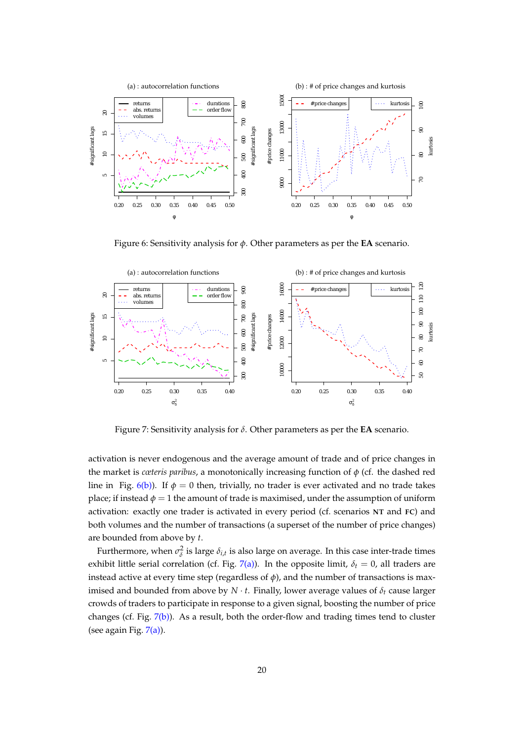Figure 6: Sensitivity analysis for $\phi$. Other parameters as per the **EA** scenario.

Figure 7: Sensitivity analysis for $\delta$. Other parameters as per the **EA** scenario.

activation is never endogenous and the average amount of trade and of price changes in the market is *cæteris paribus*, a monotonically increasing function of $\phi$ (cf. the dashed red line in Fig. 6(b)). If $\phi = 0$ then, trivially, no trader is ever activated and no trade takes place; if instead $\phi = 1$ the amount of trade is maximised, under the assumption of uniform activation: exactly one trader is activated in every period (cf. scenarios **NT** and **FC**) and both volumes and the number of transactions (a superset of the number of price changes) are bounded from above by $t$.

Furthermore, when $\sigma_\delta^2$ is large $\delta_{i,t}$ is also large on average. In this case inter-trade times exhibit little serial correlation (cf. Fig. 7(a)). In the opposite limit, $\delta_t = 0$, all traders are instead active at every time step (regardless of $\phi$), and the number of transactions is maximised and bounded from above by $N \cdot t$. Finally, lower average values of $\delta_t$ cause larger crowds of traders to participate in response to a given signal, boosting the number of price changes (cf. Fig. 7(b)). As a result, both the order-flow and trading times tend to cluster (see again Fig. 7(a)).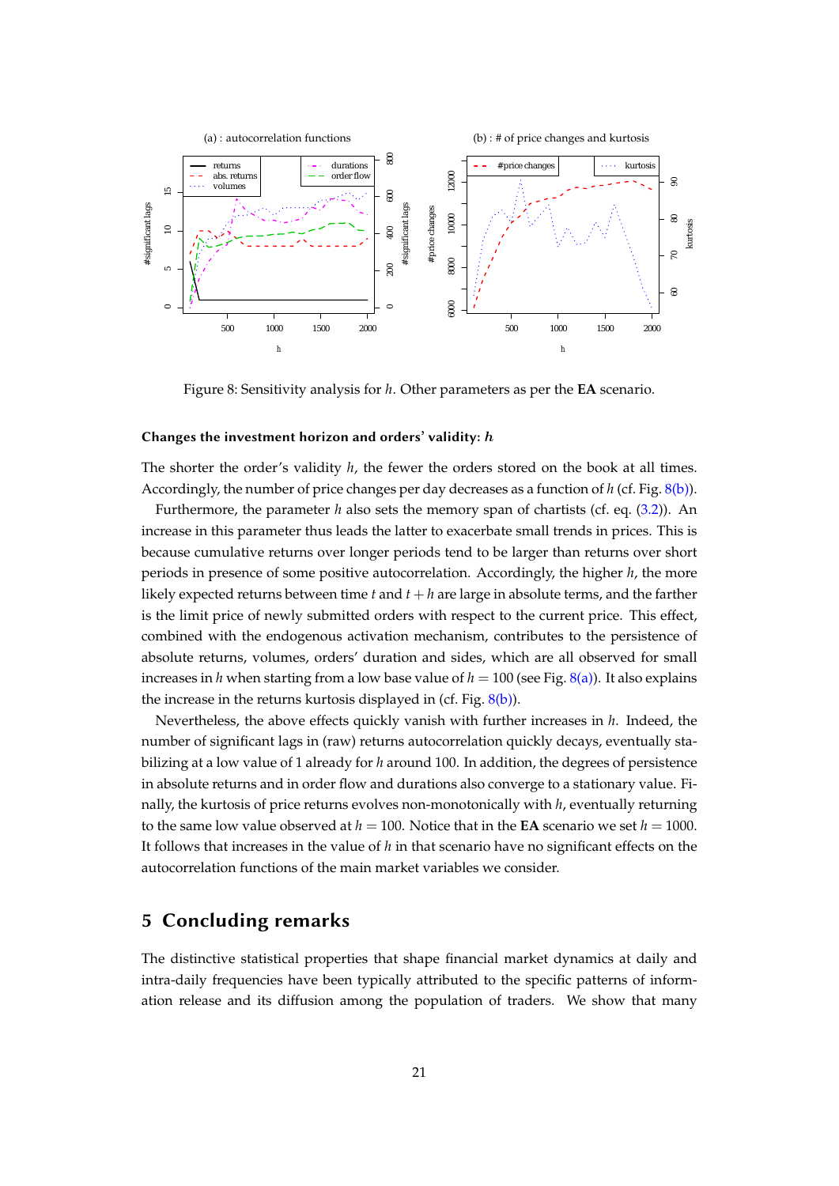Figure 8: Sensitivity analysis for $h$. Other parameters as per the **EA** scenario.

#### Changes the investment horizon and orders' validity: $h$

The shorter the order's validity $h$, the fewer the orders stored on the book at all times. Accordingly, the number of price changes per day decreases as a function of $h$ (cf. Fig. 8(b)).

Furthermore, the parameter $h$ also sets the memory span of chartists (cf. eq. (3.2)). An increase in this parameter thus leads the latter to exacerbate small trends in prices. This is because cumulative returns over longer periods tend to be larger than returns over short periods in presence of some positive autocorrelation. Accordingly, the higher $h$, the more likely expected returns between time $t$ and $t + h$ are large in absolute terms, and the farther is the limit price of newly submitted orders with respect to the current price. This effect, combined with the endogenous activation mechanism, contributes to the persistence of absolute returns, volumes, orders' duration and sides, which are all observed for small increases in $h$ when starting from a low base value of $h = 100$ (see Fig. 8(a)). It also explains the increase in the returns kurtosis displayed in (cf. Fig. 8(b)).

Nevertheless, the above effects quickly vanish with further increases in $h$. Indeed, the number of significant lags in (raw) returns autocorrelation quickly decays, eventually stabilizing at a low value of 1 already for $h$ around 100. In addition, the degrees of persistence in absolute returns and in order flow and durations also converge to a stationary value. Finally, the kurtosis of price returns evolves non-monotonically with $h$, eventually returning to the same low value observed at $h = 100$. Notice that in the **EA** scenario we set $h = 1000$. It follows that increases in the value of $h$ in that scenario have no significant effects on the autocorrelation functions of the main market variables we consider.

## 5 Concluding remarks

The distinctive statistical properties that shape financial market dynamics at daily and intra-daily frequencies have been typically attributed to the specific patterns of information release and its diffusion among the population of traders. We show that many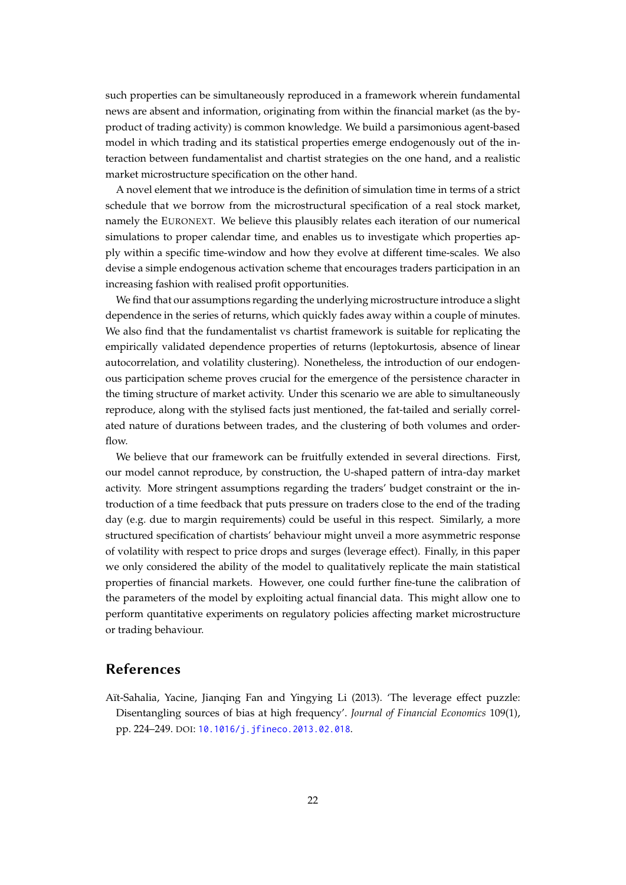such properties can be simultaneously reproduced in a framework wherein fundamental news are absent and information, originating from within the financial market (as the by-product of trading activity) is common knowledge. We build a parsimonious agent-based model in which trading and its statistical properties emerge endogenously out of the interaction between fundamentalist and chartist strategies on the one hand, and a realistic market microstructure specification on the other hand.

A novel element that we introduce is the definition of simulation time in terms of a strict schedule that we borrow from the microstructural specification of a real stock market, namely the EURONEXT. We believe this plausibly relates each iteration of our numerical simulations to proper calendar time, and enables us to investigate which properties apply within a specific time-window and how they evolve at different time-scales. We also devise a simple endogenous activation scheme that encourages traders participation in an increasing fashion with realised profit opportunities.

We find that our assumptions regarding the underlying microstructure introduce a slight dependence in the series of returns, which quickly fades away within a couple of minutes. We also find that the fundamentalist vs chartist framework is suitable for replicating the empirically validated dependence properties of returns (leptokurtosis, absence of linear autocorrelation, and volatility clustering). Nonetheless, the introduction of our endogenous participation scheme proves crucial for the emergence of the persistence character in the timing structure of market activity. Under this scenario we are able to simultaneously reproduce, along with the stylised facts just mentioned, the fat-tailed and serially correlated nature of durations between trades, and the clustering of both volumes and order-flow.

We believe that our framework can be fruitfully extended in several directions. First, our model cannot reproduce, by construction, the U-shaped pattern of intra-day market activity. More stringent assumptions regarding the traders' budget constraint or the introduction of a time feedback that puts pressure on traders close to the end of the trading day (e.g. due to margin requirements) could be useful in this respect. Similarly, a more structured specification of chartists' behaviour might unveil a more asymmetric response of volatility with respect to price drops and surges (leverage effect). Finally, in this paper we only considered the ability of the model to qualitatively replicate the main statistical properties of financial markets. However, one could further fine-tune the calibration of the parameters of the model by exploiting actual financial data. This might allow one to perform quantitative experiments on regulatory policies affecting market microstructure or trading behaviour.

## References

Aït-Sahalia, Yacine, Jianqing Fan and Yingying Li (2013). 'The leverage effect puzzle: Disentangling sources of bias at high frequency'. *Journal of Financial Economics* 109(1), pp. 224–249. DOI: 10.1016/j.jfineco.2013.02.018.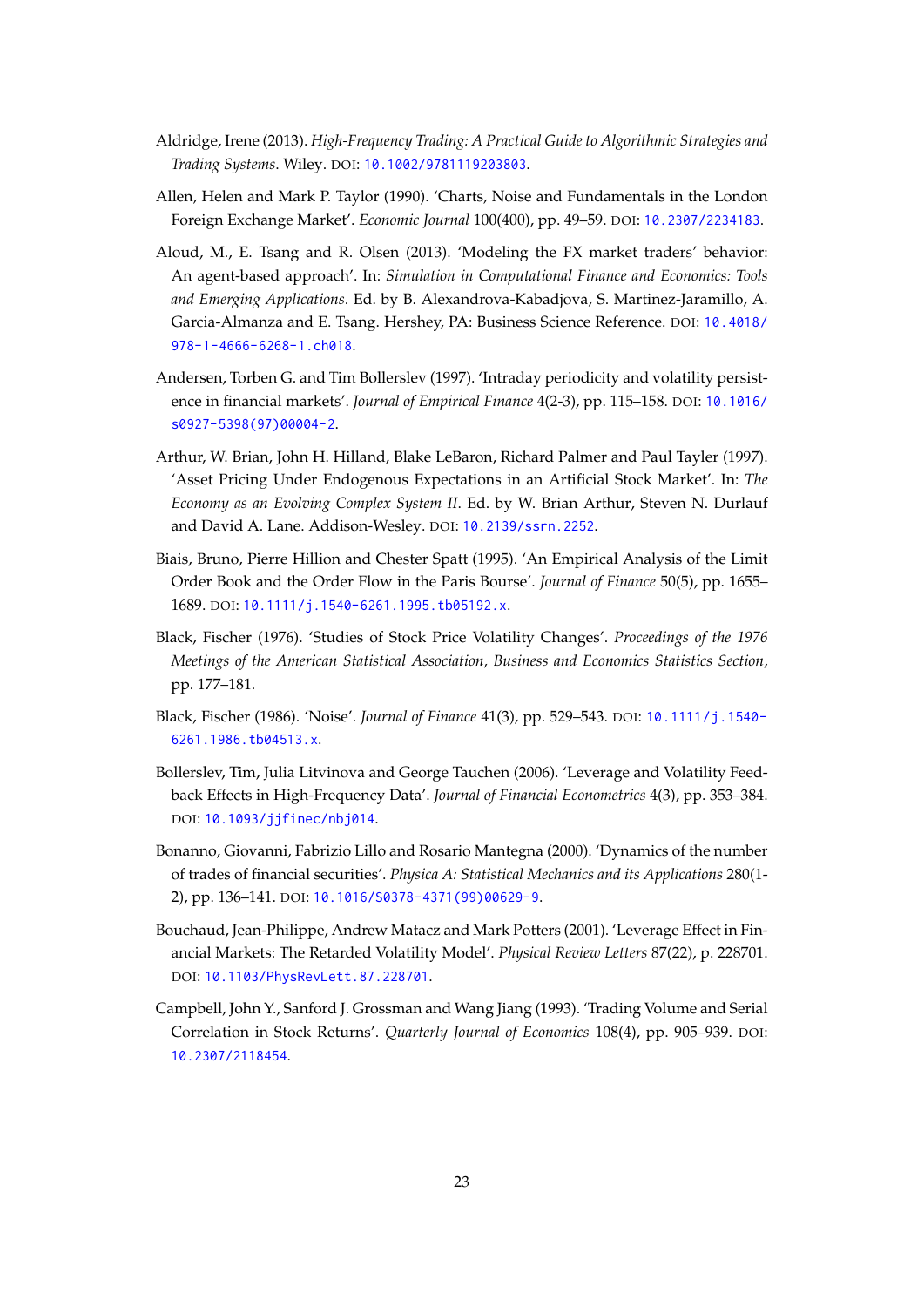Aldridge, Irene (2013). *High-Frequency Trading: A Practical Guide to Algorithmic Strategies and Trading Systems*. Wiley. DOI: 10.1002/9781119203803.

Allen, Helen and Mark P. Taylor (1990). 'Charts, Noise and Fundamentals in the London Foreign Exchange Market'. *Economic Journal* 100(400), pp. 49–59. DOI: 10.2307/2234183.

Aloud, M., E. Tsang and R. Olsen (2013). 'Modeling the FX market traders' behavior: An agent-based approach'. In: *Simulation in Computational Finance and Economics: Tools and Emerging Applications*. Ed. by B. Alexandrova-Kabadjova, S. Martinez-Jaramillo, A. Garcia-Almanza and E. Tsang. Hershey, PA: Business Science Reference. DOI: 10.4018/978-1-4666-6268-1.ch018.

Andersen, Torben G. and Tim Bollerslev (1997). 'Intraday periodicity and volatility persistence in financial markets'. *Journal of Empirical Finance* 4(2-3), pp. 115–158. DOI: 10.1016/s0927-5398(97)00004-2.

Arthur, W. Brian, John H. Hilland, Blake LeBaron, Richard Palmer and Paul Tayler (1997). 'Asset Pricing Under Endogenous Expectations in an Artificial Stock Market'. In: *The Economy as an Evolving Complex System II*. Ed. by W. Brian Arthur, Steven N. Durlauf and David A. Lane. Addison-Wesley. DOI: 10.2139/ssrn.2252.

Biais, Bruno, Pierre Hillion and Chester Spatt (1995). 'An Empirical Analysis of the Limit Order Book and the Order Flow in the Paris Bourse'. *Journal of Finance* 50(5), pp. 1655–1689. DOI: 10.1111/j.1540-6261.1995.tb05192.x.

Black, Fischer (1976). 'Studies of Stock Price Volatility Changes'. *Proceedings of the 1976 Meetings of the American Statistical Association, Business and Economics Statistics Section*, pp. 177–181.

Black, Fischer (1986). 'Noise'. *Journal of Finance* 41(3), pp. 529–543. DOI: 10.1111/j.1540-6261.1986.tb04513.x.

Bollerslev, Tim, Julia Litvinova and George Tauchen (2006). 'Leverage and Volatility Feedback Effects in High-Frequency Data'. *Journal of Financial Econometrics* 4(3), pp. 353–384. DOI: 10.1093/jjfinec/nbj014.

Bonanno, Giovanni, Fabrizio Lillo and Rosario Mantegna (2000). 'Dynamics of the number of trades of financial securities'. *Physica A: Statistical Mechanics and its Applications* 280(1-2), pp. 136–141. DOI: 10.1016/S0378-4371(99)00629-9.

Bouchaud, Jean-Philippe, Andrew Matacz and Mark Potters (2001). 'Leverage Effect in Financial Markets: The Retarded Volatility Model'. *Physical Review Letters* 87(22), p. 228701. DOI: 10.1103/PhysRevLett.87.228701.

Campbell, John Y., Sanford J. Grossman and Wang Jiang (1993). 'Trading Volume and Serial Correlation in Stock Returns'. *Quarterly Journal of Economics* 108(4), pp. 905–939. DOI: 10.2307/2118454.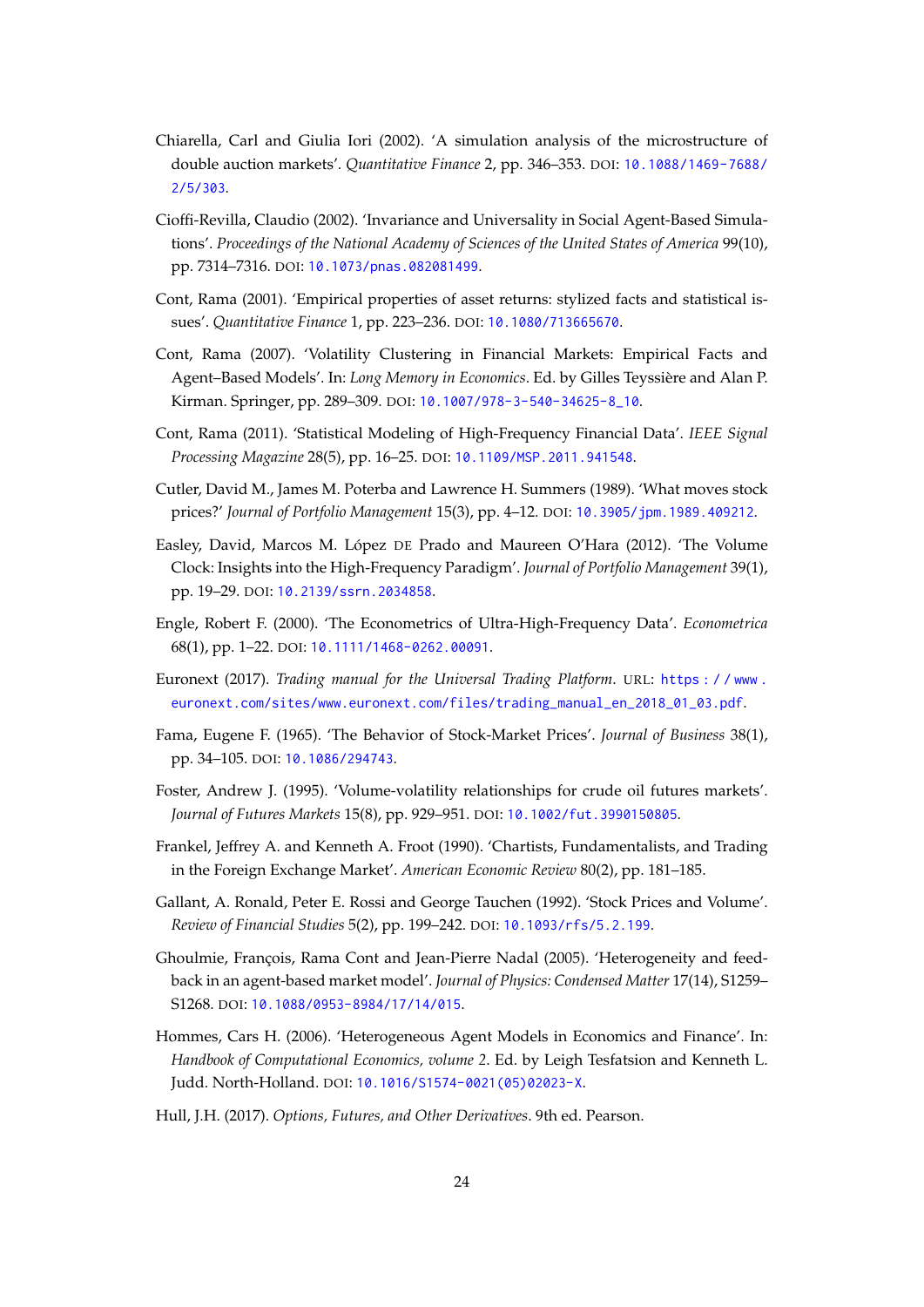Chiarella, Carl and Giulia Iori (2002). 'A simulation analysis of the microstructure of double auction markets'. *Quantitative Finance* 2, pp. 346–353. DOI: 10.1088/1469-7688/2/5/303.

Cioffi-Revilla, Claudio (2002). 'Invariance and Universality in Social Agent-Based Simulations'. *Proceedings of the National Academy of Sciences of the United States of America* 99(10), pp. 7314–7316. DOI: 10.1073/pnas.082081499.

Cont, Rama (2001). 'Empirical properties of asset returns: stylized facts and statistical issues'. *Quantitative Finance* 1, pp. 223–236. DOI: 10.1080/713665670.

Cont, Rama (2007). 'Volatility Clustering in Financial Markets: Empirical Facts and Agent–Based Models'. In: *Long Memory in Economics*. Ed. by Gilles Teyssière and Alan P. Kirman. Springer, pp. 289–309. DOI: 10.1007/978-3-540-34625-8_10.

Cont, Rama (2011). 'Statistical Modeling of High-Frequency Financial Data'. *IEEE Signal Processing Magazine* 28(5), pp. 16–25. DOI: 10.1109/MSP.2011.941548.

Cutler, David M., James M. Poterba and Lawrence H. Summers (1989). 'What moves stock prices?' *Journal of Portfolio Management* 15(3), pp. 4–12. DOI: 10.3905/jpm.1989.409212.

Easley, David, Marcos M. López de Prado and Maureen O'Hara (2012). 'The Volume Clock: Insights into the High-Frequency Paradigm'. *Journal of Portfolio Management* 39(1), pp. 19–29. DOI: 10.2139/ssrn.2034858.

Engle, Robert F. (2000). 'The Econometrics of Ultra-High-Frequency Data'. *Econometrica* 68(1), pp. 1–22. DOI: 10.1111/1468-0262.00091.

Euronext (2017). *Trading manual for the Universal Trading Platform*. URL: https://www.euronext.com/sites/www.euronext.com/files/trading_manual_en_2018_01_03.pdf.

Fama, Eugene F. (1965). 'The Behavior of Stock-Market Prices'. *Journal of Business* 38(1), pp. 34–105. DOI: 10.1086/294743.

Foster, Andrew J. (1995). 'Volume-volatility relationships for crude oil futures markets'. *Journal of Futures Markets* 15(8), pp. 929–951. DOI: 10.1002/fut.3990150805.

Frankel, Jeffrey A. and Kenneth A. Froot (1990). 'Chartists, Fundamentalists, and Trading in the Foreign Exchange Market'. *American Economic Review* 80(2), pp. 181–185.

Gallant, A. Ronald, Peter E. Rossi and George Tauchen (1992). 'Stock Prices and Volume'. *Review of Financial Studies* 5(2), pp. 199–242. DOI: 10.1093/rfs/5.2.199.

Ghoulmie, François, Rama Cont and Jean-Pierre Nadal (2005). 'Heterogeneity and feedback in an agent-based market model'. *Journal of Physics: Condensed Matter* 17(14), S1259–S1268. DOI: 10.1088/0953-8984/17/14/015.

Hommes, Cars H. (2006). 'Heterogeneous Agent Models in Economics and Finance'. In: *Handbook of Computational Economics, volume 2*. Ed. by Leigh Tesfatsion and Kenneth L. Judd. North-Holland. DOI: 10.1016/S1574-0021(05)02023-X.

Hull, J.H. (2017). *Options, Futures, and Other Derivatives*. 9th ed. Pearson.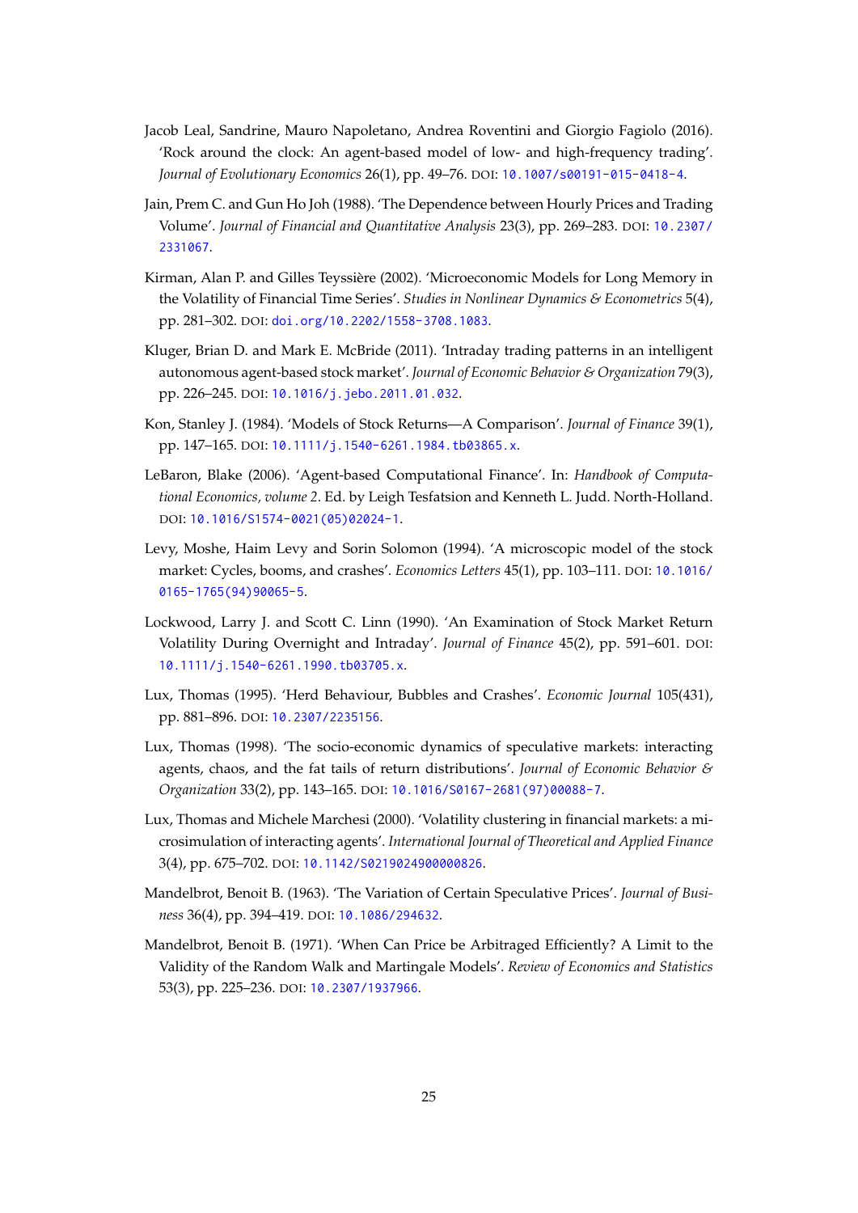Jacob Leal, Sandrine, Mauro Napoletano, Andrea Roventini and Giorgio Fagiolo (2016). 'Rock around the clock: An agent-based model of low- and high-frequency trading'. *Journal of Evolutionary Economics* 26(1), pp. 49–76. DOI: 10.1007/s00191-015-0418-4.

Jain, Prem C. and Gun Ho Joh (1988). 'The Dependence between Hourly Prices and Trading Volume'. *Journal of Financial and Quantitative Analysis* 23(3), pp. 269–283. DOI: 10.2307/2331067.

Kirman, Alan P. and Gilles Teyssière (2002). 'Microeconomic Models for Long Memory in the Volatility of Financial Time Series'. *Studies in Nonlinear Dynamics & Econometrics* 5(4), pp. 281–302. DOI: doi.org/10.2202/1558-3708.1083.

Kluger, Brian D. and Mark E. McBride (2011). 'Intraday trading patterns in an intelligent autonomous agent-based stock market'. *Journal of Economic Behavior & Organization* 79(3), pp. 226–245. DOI: 10.1016/j.jebo.2011.01.032.

Kon, Stanley J. (1984). 'Models of Stock Returns—A Comparison'. *Journal of Finance* 39(1), pp. 147–165. DOI: 10.1111/j.1540-6261.1984.tb03865.x.

LeBaron, Blake (2006). 'Agent-based Computational Finance'. In: *Handbook of Computational Economics, volume 2*. Ed. by Leigh Tesfatsion and Kenneth L. Judd. North-Holland. DOI: 10.1016/S1574-0021(05)02024-1.

Levy, Moshe, Haim Levy and Sorin Solomon (1994). 'A microscopic model of the stock market: Cycles, booms, and crashes'. *Economics Letters* 45(1), pp. 103–111. DOI: 10.1016/0165-1765(94)90065-5.

Lockwood, Larry J. and Scott C. Linn (1990). 'An Examination of Stock Market Return Volatility During Overnight and Intraday'. *Journal of Finance* 45(2), pp. 591–601. DOI: 10.1111/j.1540-6261.1990.tb03705.x.

Lux, Thomas (1995). 'Herd Behaviour, Bubbles and Crashes'. *Economic Journal* 105(431), pp. 881–896. DOI: 10.2307/2235156.

Lux, Thomas (1998). 'The socio-economic dynamics of speculative markets: interacting agents, chaos, and the fat tails of return distributions'. *Journal of Economic Behavior & Organization* 33(2), pp. 143–165. DOI: 10.1016/S0167-2681(97)00088-7.

Lux, Thomas and Michele Marchesi (2000). 'Volatility clustering in financial markets: a microsimulation of interacting agents'. *International Journal of Theoretical and Applied Finance* 3(4), pp. 675–702. DOI: 10.1142/S0219024900000826.

Mandelbrot, Benoit B. (1963). 'The Variation of Certain Speculative Prices'. *Journal of Business* 36(4), pp. 394–419. DOI: 10.1086/294632.

Mandelbrot, Benoit B. (1971). 'When Can Price be Arbitraged Efficiently? A Limit to the Validity of the Random Walk and Martingale Models'. *Review of Economics and Statistics* 53(3), pp. 225–236. DOI: 10.2307/1937966.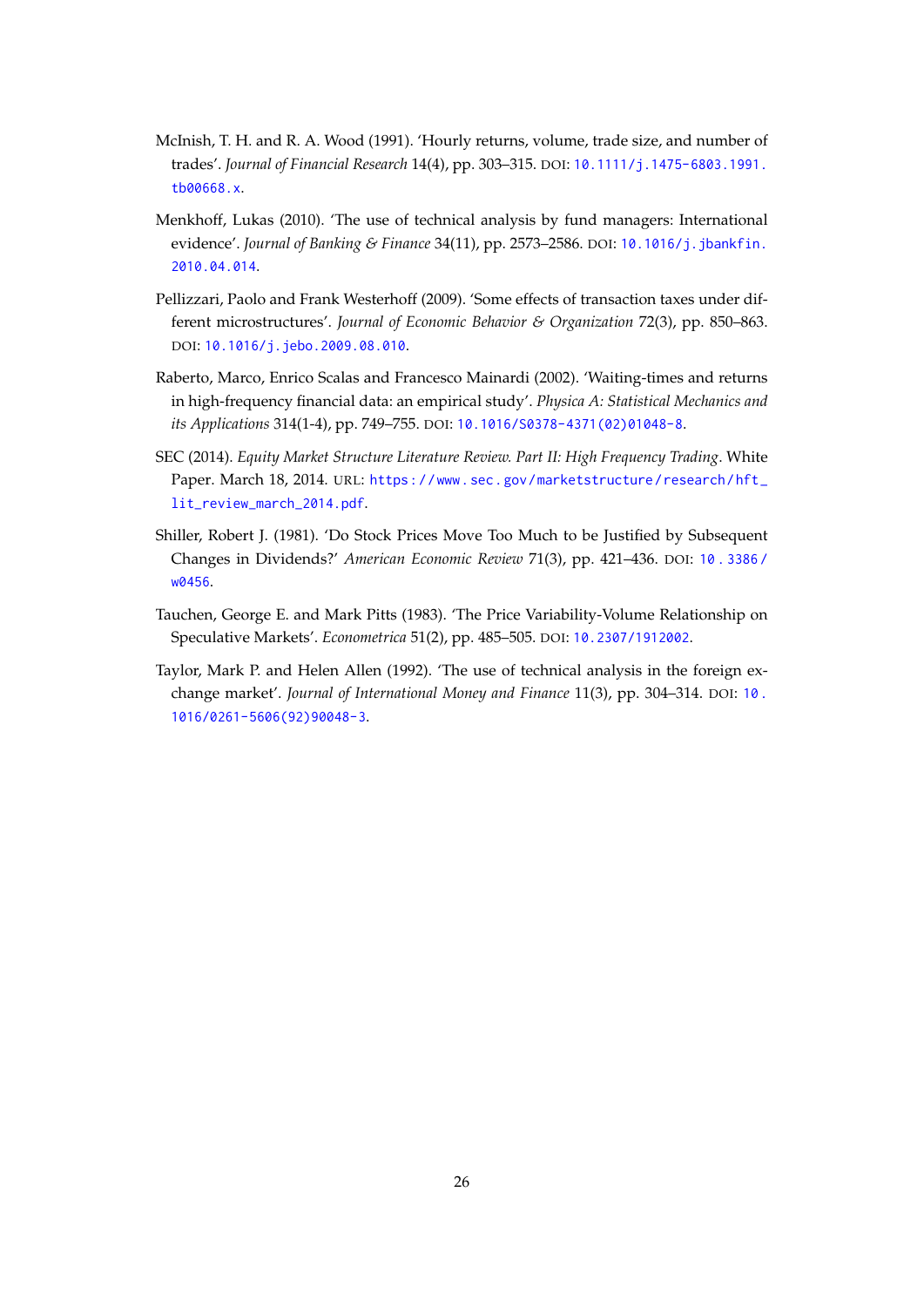McInish, T. H. and R. A. Wood (1991). 'Hourly returns, volume, trade size, and number of trades'. *Journal of Financial Research* 14(4), pp. 303–315. DOI: 10.1111/j.1475-6803.1991.tb00668.x.

Menkhoff, Lukas (2010). 'The use of technical analysis by fund managers: International evidence'. *Journal of Banking & Finance* 34(11), pp. 2573–2586. DOI: 10.1016/j.jbankfin.2010.04.014.

Pellizzari, Paolo and Frank Westerhoff (2009). 'Some effects of transaction taxes under different microstructures'. *Journal of Economic Behavior & Organization* 72(3), pp. 850–863. DOI: 10.1016/j.jebo.2009.08.010.

Raberto, Marco, Enrico Scalas and Francesco Mainardi (2002). 'Waiting-times and returns in high-frequency financial data: an empirical study'. *Physica A: Statistical Mechanics and its Applications* 314(1-4), pp. 749–755. DOI: 10.1016/S0378-4371(02)01048-8.

SEC (2014). *Equity Market Structure Literature Review. Part II: High Frequency Trading*. White Paper. March 18, 2014. URL: https://www.sec.gov/marketstructure/research/hft_lit_review_march_2014.pdf.

Shiller, Robert J. (1981). 'Do Stock Prices Move Too Much to be Justified by Subsequent Changes in Dividends?' *American Economic Review* 71(3), pp. 421–436. DOI: 10.3386/w0456.

Tauchen, George E. and Mark Pitts (1983). 'The Price Variability-Volume Relationship on Speculative Markets'. *Econometrica* 51(2), pp. 485–505. DOI: 10.2307/1912002.

Taylor, Mark P. and Helen Allen (1992). 'The use of technical analysis in the foreign exchange market'. *Journal of International Money and Finance* 11(3), pp. 304–314. DOI: 10.1016/0261-5606(92)90048-3.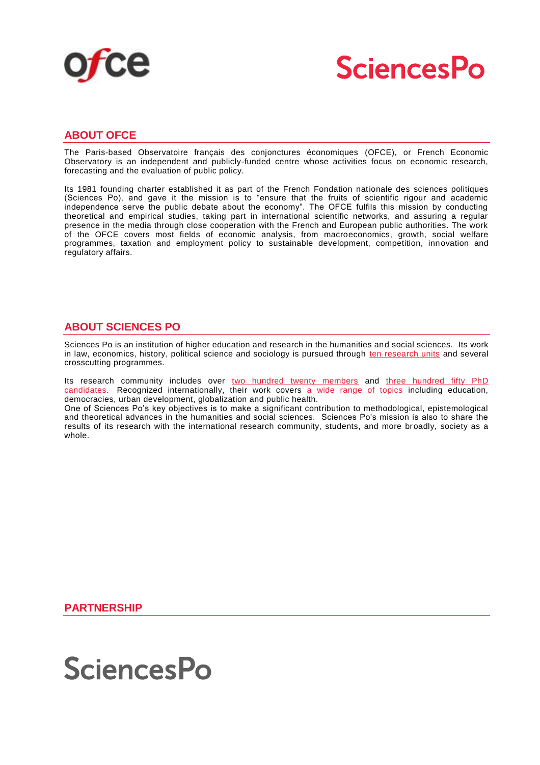## ABOUT OFCE

The Paris-based Observatoire français des conjonctures économiques (OFCE), or French Economic Observatory is an independent and publicly-funded centre whose activities focus on economic research, forecasting and the evaluation of public policy.

Its 1981 founding charter established it as part of the French Fondation nationale des sciences politiques (Sciences Po), and gave it the mission is to “ensure that the fruits of scientific rigour and academic independence serve the public debate about the economy”. The OFCE fulfils this mission by conducting theoretical and empirical studies, taking part in international scientific networks, and assuring a regular presence in the media through close cooperation with the French and European public authorities. The work of the OFCE covers most fields of economic analysis, from macroeconomics, growth, social welfare programmes, taxation and employment policy to sustainable development, competition, innovation and regulatory affairs.

## ABOUT SCIENCES PO

Sciences Po is an institution of higher education and research in the humanities and social sciences. Its work in law, economics, history, political science and sociology is pursued through ten research units and several crosscutting programmes.

Its research community includes over two hundred twenty members and three hundred fifty PhD candidates. Recognized internationally, their work covers a wide range of topics including education, democracies, urban development, globalization and public health.
One of Sciences Po’s key objectives is to make a significant contribution to methodological, epistemological and theoretical advances in the humanities and social sciences. Sciences Po’s mission is also to share the results of its research with the international research community, students, and more broadly, society as a whole.

## PARTNERSHIP

SciencesPo